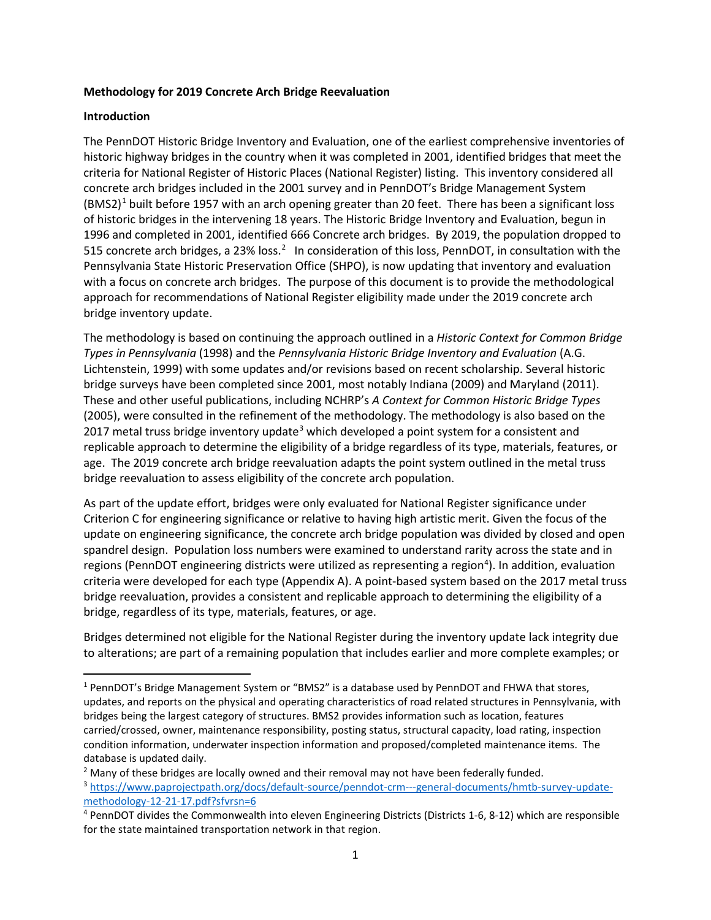**Methodology for 2019 Concrete Arch Bridge Reevaluation**

**Introduction**

The PennDOT Historic Bridge Inventory and Evaluation, one of the earliest comprehensive inventories of historic highway bridges in the country when it was completed in 2001, identified bridges that meet the criteria for National Register of Historic Places (National Register) listing. This inventory considered all concrete arch bridges included in the 2001 survey and in PennDOT's Bridge Management System (BMS2)[1] built before 1957 with an arch opening greater than 20 feet. There has been a significant loss of historic bridges in the intervening 18 years. The Historic Bridge Inventory and Evaluation, begun in 1996 and completed in 2001, identified 666 Concrete arch bridges. By 2019, the population dropped to 515 concrete arch bridges, a 23% loss.[2] In consideration of this loss, PennDOT, in consultation with the Pennsylvania State Historic Preservation Office (SHPO), is now updating that inventory and evaluation with a focus on concrete arch bridges. The purpose of this document is to provide the methodological approach for recommendations of National Register eligibility made under the 2019 concrete arch bridge inventory update.

The methodology is based on continuing the approach outlined in a *Historic Context for Common Bridge Types in Pennsylvania* (1998) and the *Pennsylvania Historic Bridge Inventory and Evaluation* (A.G. Lichtenstein, 1999) with some updates and/or revisions based on recent scholarship. Several historic bridge surveys have been completed since 2001, most notably Indiana (2009) and Maryland (2011). These and other useful publications, including NCHRP's *A Context for Common Historic Bridge Types* (2005), were consulted in the refinement of the methodology. The methodology is also based on the 2017 metal truss bridge inventory update[3] which developed a point system for a consistent and replicable approach to determine the eligibility of a bridge regardless of its type, materials, features, or age. The 2019 concrete arch bridge reevaluation adapts the point system outlined in the metal truss bridge reevaluation to assess eligibility of the concrete arch population.

As part of the update effort, bridges were only evaluated for National Register significance under Criterion C for engineering significance or relative to having high artistic merit. Given the focus of the update on engineering significance, the concrete arch bridge population was divided by closed and open spandrel design. Population loss numbers were examined to understand rarity across the state and in regions (PennDOT engineering districts were utilized as representing a region[4]). In addition, evaluation criteria were developed for each type (Appendix A). A point-based system based on the 2017 metal truss bridge reevaluation, provides a consistent and replicable approach to determining the eligibility of a bridge, regardless of its type, materials, features, or age.

Bridges determined not eligible for the National Register during the inventory update lack integrity due to alterations; are part of a remaining population that includes earlier and more complete examples; or

---

[1] PennDOT's Bridge Management System or "BMS2" is a database used by PennDOT and FHWA that stores, updates, and reports on the physical and operating characteristics of road related structures in Pennsylvania, with bridges being the largest category of structures. BMS2 provides information such as location, features carried/crossed, owner, maintenance responsibility, posting status, structural capacity, load rating, inspection condition information, underwater inspection information and proposed/completed maintenance items. The database is updated daily.

[2] Many of these bridges are locally owned and their removal may not have been federally funded.

[3] https://www.paprojectpath.org/docs/default-source/penndot-crm---general-documents/hmtb-survey-update-methodology-12-21-17.pdf?sfvrsn=6

[4] PennDOT divides the Commonwealth into eleven Engineering Districts (Districts 1-6, 8-12) which are responsible for the state maintained transportation network in that region.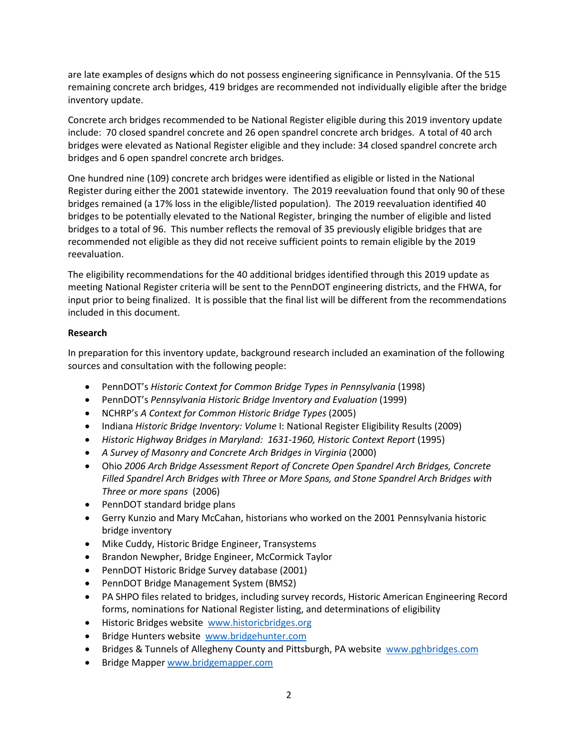are late examples of designs which do not possess engineering significance in Pennsylvania. Of the 515 remaining concrete arch bridges, 419 bridges are recommended not individually eligible after the bridge inventory update.

Concrete arch bridges recommended to be National Register eligible during this 2019 inventory update include: 70 closed spandrel concrete and 26 open spandrel concrete arch bridges. A total of 40 arch bridges were elevated as National Register eligible and they include: 34 closed spandrel concrete arch bridges and 6 open spandrel concrete arch bridges.

One hundred nine (109) concrete arch bridges were identified as eligible or listed in the National Register during either the 2001 statewide inventory. The 2019 reevaluation found that only 90 of these bridges remained (a 17% loss in the eligible/listed population). The 2019 reevaluation identified 40 bridges to be potentially elevated to the National Register, bringing the number of eligible and listed bridges to a total of 96. This number reflects the removal of 35 previously eligible bridges that are recommended not eligible as they did not receive sufficient points to remain eligible by the 2019 reevaluation.

The eligibility recommendations for the 40 additional bridges identified through this 2019 update as meeting National Register criteria will be sent to the PennDOT engineering districts, and the FHWA, for input prior to being finalized. It is possible that the final list will be different from the recommendations included in this document.

**Research**

In preparation for this inventory update, background research included an examination of the following sources and consultation with the following people:

- PennDOT's *Historic Context for Common Bridge Types in Pennsylvania* (1998)
- PennDOT's *Pennsylvania Historic Bridge Inventory and Evaluation* (1999)
- NCHRP's *A Context for Common Historic Bridge Types* (2005)
- Indiana *Historic Bridge Inventory: Volume* I: National Register Eligibility Results (2009)
- *Historic Highway Bridges in Maryland: 1631-1960, Historic Context Report* (1995)
- *A Survey of Masonry and Concrete Arch Bridges in Virginia* (2000)
- Ohio *2006 Arch Bridge Assessment Report of Concrete Open Spandrel Arch Bridges, Concrete Filled Spandrel Arch Bridges with Three or More Spans, and Stone Spandrel Arch Bridges with Three or more spans* (2006)
- PennDOT standard bridge plans
- Gerry Kunzio and Mary McCahan, historians who worked on the 2001 Pennsylvania historic bridge inventory
- Mike Cuddy, Historic Bridge Engineer, Transystems
- Brandon Newpher, Bridge Engineer, McCormick Taylor
- PennDOT Historic Bridge Survey database (2001)
- PennDOT Bridge Management System (BMS2)
- PA SHPO files related to bridges, including survey records, Historic American Engineering Record forms, nominations for National Register listing, and determinations of eligibility
- Historic Bridges website www.historicbridges.org
- Bridge Hunters website www.bridgehunter.com
- Bridges & Tunnels of Allegheny County and Pittsburgh, PA website www.pghbridges.com
- Bridge Mapper www.bridgemapper.com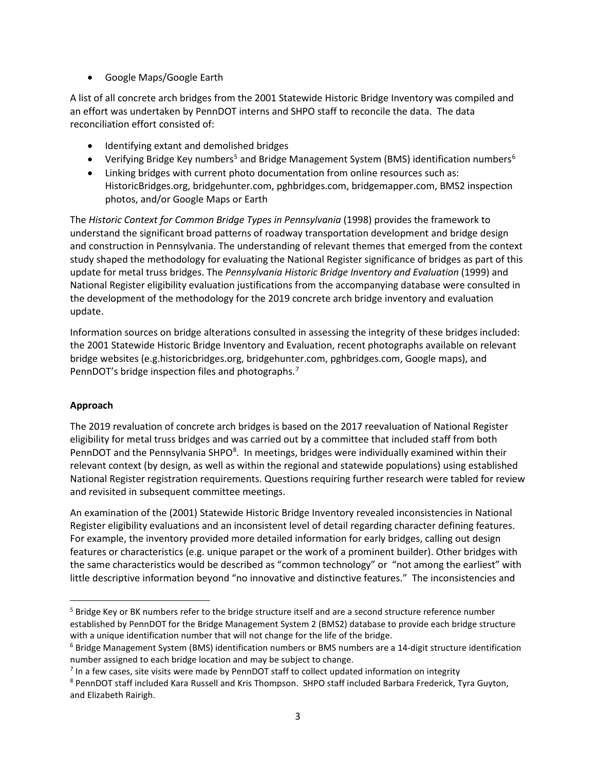- Google Maps/Google Earth

A list of all concrete arch bridges from the 2001 Statewide Historic Bridge Inventory was compiled and an effort was undertaken by PennDOT interns and SHPO staff to reconcile the data. The data reconciliation effort consisted of:

- Identifying extant and demolished bridges
- Verifying Bridge Key numbers[5] and Bridge Management System (BMS) identification numbers[6]
- Linking bridges with current photo documentation from online resources such as: HistoricBridges.org, bridgehunter.com, pghbridges.com, bridgemapper.com, BMS2 inspection photos, and/or Google Maps or Earth

The *Historic Context for Common Bridge Types in Pennsylvania* (1998) provides the framework to understand the significant broad patterns of roadway transportation development and bridge design and construction in Pennsylvania. The understanding of relevant themes that emerged from the context study shaped the methodology for evaluating the National Register significance of bridges as part of this update for metal truss bridges. The *Pennsylvania Historic Bridge Inventory and Evaluation* (1999) and National Register eligibility evaluation justifications from the accompanying database were consulted in the development of the methodology for the 2019 concrete arch bridge inventory and evaluation update.

Information sources on bridge alterations consulted in assessing the integrity of these bridges included: the 2001 Statewide Historic Bridge Inventory and Evaluation, recent photographs available on relevant bridge websites (e.g.historicbridges.org, bridgehunter.com, pghbridges.com, Google maps), and PennDOT's bridge inspection files and photographs.[7]

**Approach**

The 2019 revaluation of concrete arch bridges is based on the 2017 reevaluation of National Register eligibility for metal truss bridges and was carried out by a committee that included staff from both PennDOT and the Pennsylvania SHPO[8]. In meetings, bridges were individually examined within their relevant context (by design, as well as within the regional and statewide populations) using established National Register registration requirements. Questions requiring further research were tabled for review and revisited in subsequent committee meetings.

An examination of the (2001) Statewide Historic Bridge Inventory revealed inconsistencies in National Register eligibility evaluations and an inconsistent level of detail regarding character defining features. For example, the inventory provided more detailed information for early bridges, calling out design features or characteristics (e.g. unique parapet or the work of a prominent builder). Other bridges with the same characteristics would be described as "common technology" or "not among the earliest" with little descriptive information beyond "no innovative and distinctive features." The inconsistencies and

---

[5] Bridge Key or BK numbers refer to the bridge structure itself and are a second structure reference number established by PennDOT for the Bridge Management System 2 (BMS2) database to provide each bridge structure with a unique identification number that will not change for the life of the bridge.

[6] Bridge Management System (BMS) identification numbers or BMS numbers are a 14-digit structure identification number assigned to each bridge location and may be subject to change.

[7] In a few cases, site visits were made by PennDOT staff to collect updated information on integrity

[8] PennDOT staff included Kara Russell and Kris Thompson. SHPO staff included Barbara Frederick, Tyra Guyton, and Elizabeth Rairigh.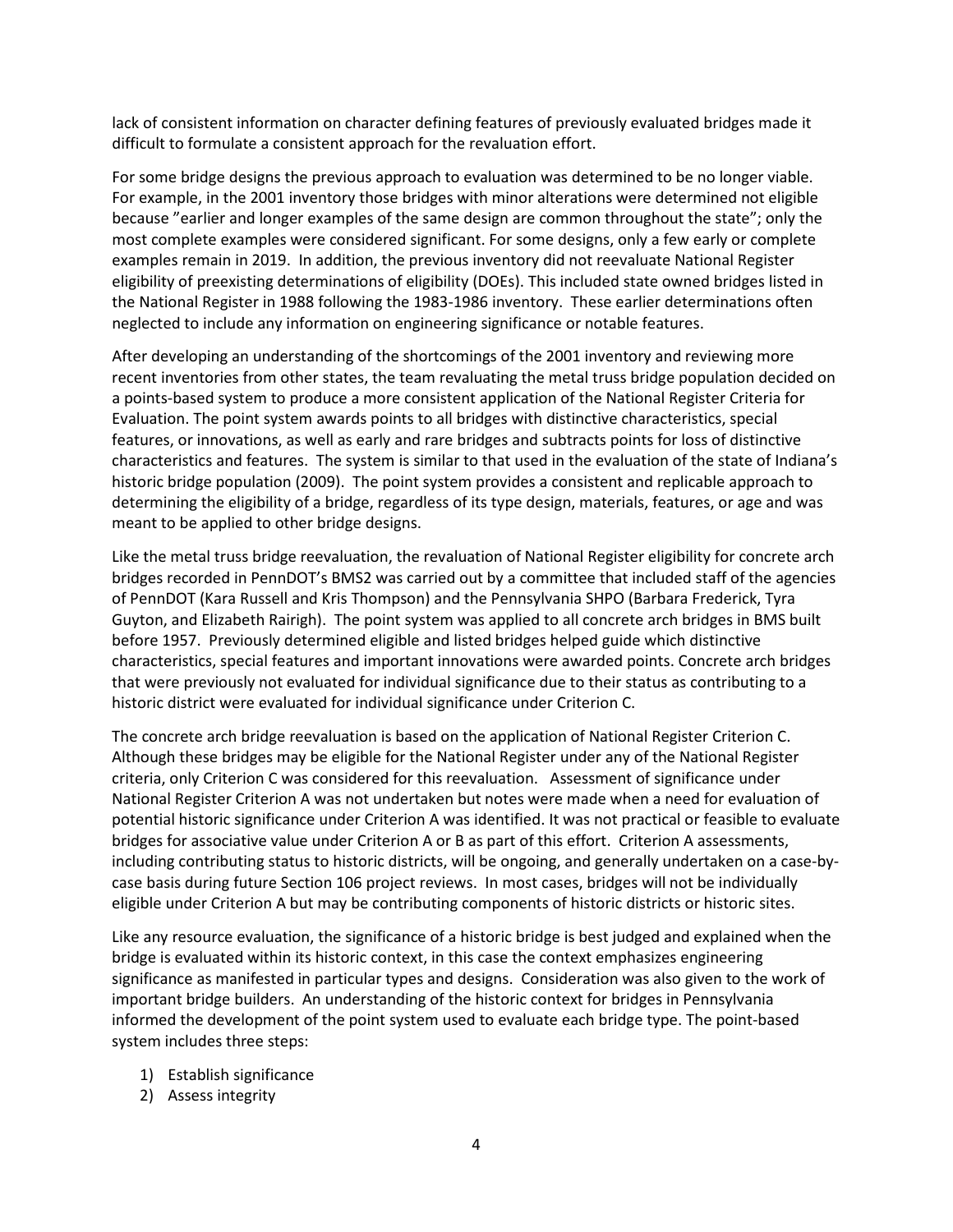lack of consistent information on character defining features of previously evaluated bridges made it difficult to formulate a consistent approach for the revaluation effort.

For some bridge designs the previous approach to evaluation was determined to be no longer viable. For example, in the 2001 inventory those bridges with minor alterations were determined not eligible because "earlier and longer examples of the same design are common throughout the state"; only the most complete examples were considered significant. For some designs, only a few early or complete examples remain in 2019. In addition, the previous inventory did not reevaluate National Register eligibility of preexisting determinations of eligibility (DOEs). This included state owned bridges listed in the National Register in 1988 following the 1983-1986 inventory. These earlier determinations often neglected to include any information on engineering significance or notable features.

After developing an understanding of the shortcomings of the 2001 inventory and reviewing more recent inventories from other states, the team revaluating the metal truss bridge population decided on a points-based system to produce a more consistent application of the National Register Criteria for Evaluation. The point system awards points to all bridges with distinctive characteristics, special features, or innovations, as well as early and rare bridges and subtracts points for loss of distinctive characteristics and features. The system is similar to that used in the evaluation of the state of Indiana's historic bridge population (2009). The point system provides a consistent and replicable approach to determining the eligibility of a bridge, regardless of its type design, materials, features, or age and was meant to be applied to other bridge designs.

Like the metal truss bridge reevaluation, the revaluation of National Register eligibility for concrete arch bridges recorded in PennDOT's BMS2 was carried out by a committee that included staff of the agencies of PennDOT (Kara Russell and Kris Thompson) and the Pennsylvania SHPO (Barbara Frederick, Tyra Guyton, and Elizabeth Rairigh). The point system was applied to all concrete arch bridges in BMS built before 1957. Previously determined eligible and listed bridges helped guide which distinctive characteristics, special features and important innovations were awarded points. Concrete arch bridges that were previously not evaluated for individual significance due to their status as contributing to a historic district were evaluated for individual significance under Criterion C.

The concrete arch bridge reevaluation is based on the application of National Register Criterion C. Although these bridges may be eligible for the National Register under any of the National Register criteria, only Criterion C was considered for this reevaluation. Assessment of significance under National Register Criterion A was not undertaken but notes were made when a need for evaluation of potential historic significance under Criterion A was identified. It was not practical or feasible to evaluate bridges for associative value under Criterion A or B as part of this effort. Criterion A assessments, including contributing status to historic districts, will be ongoing, and generally undertaken on a case-by-case basis during future Section 106 project reviews. In most cases, bridges will not be individually eligible under Criterion A but may be contributing components of historic districts or historic sites.

Like any resource evaluation, the significance of a historic bridge is best judged and explained when the bridge is evaluated within its historic context, in this case the context emphasizes engineering significance as manifested in particular types and designs. Consideration was also given to the work of important bridge builders. An understanding of the historic context for bridges in Pennsylvania informed the development of the point system used to evaluate each bridge type. The point-based system includes three steps:

1) Establish significance
2) Assess integrity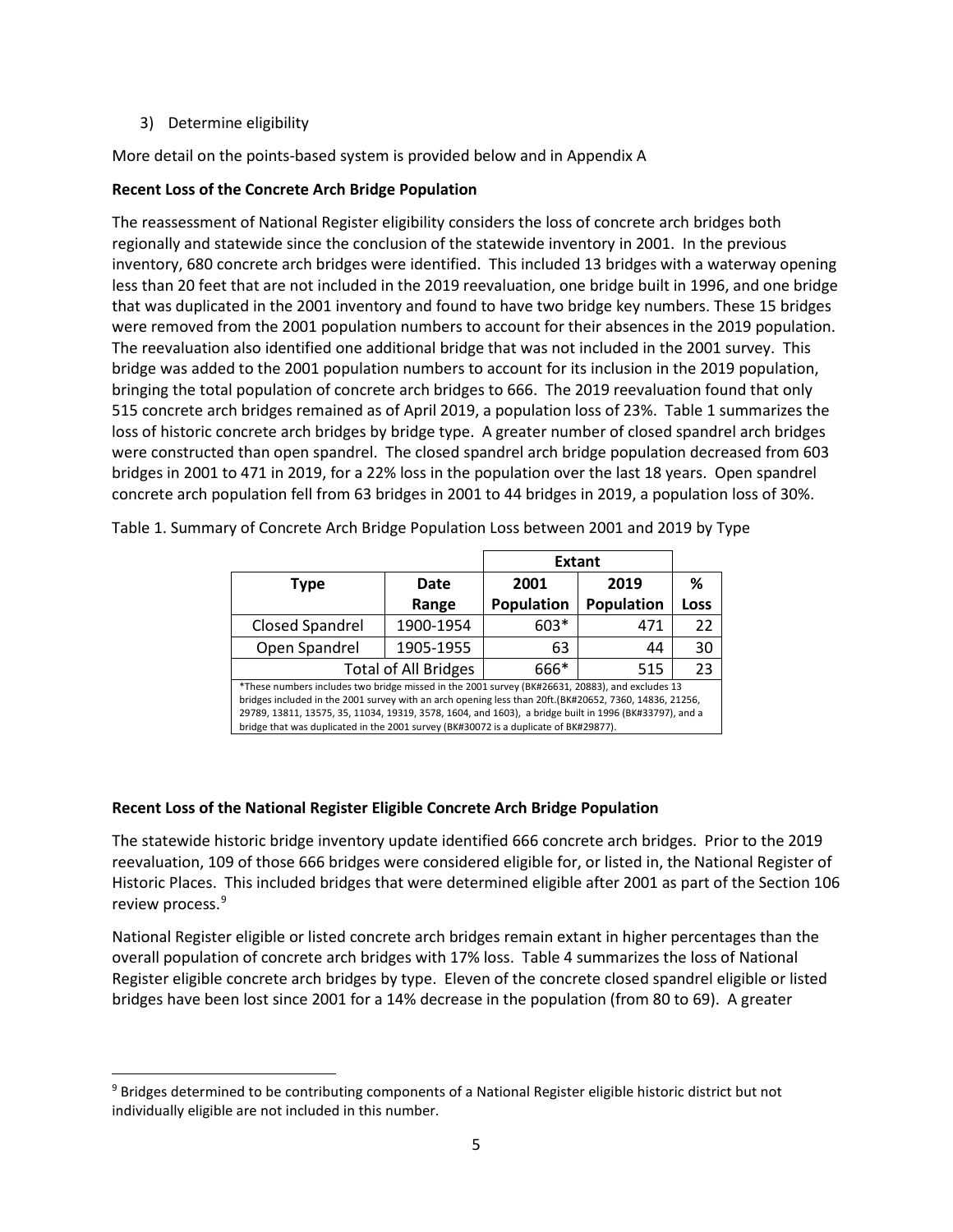3) Determine eligibility

More detail on the points-based system is provided below and in Appendix A

**Recent Loss of the Concrete Arch Bridge Population**

The reassessment of National Register eligibility considers the loss of concrete arch bridges both regionally and statewide since the conclusion of the statewide inventory in 2001. In the previous inventory, 680 concrete arch bridges were identified. This included 13 bridges with a waterway opening less than 20 feet that are not included in the 2019 reevaluation, one bridge built in 1996, and one bridge that was duplicated in the 2001 inventory and found to have two bridge key numbers. These 15 bridges were removed from the 2001 population numbers to account for their absences in the 2019 population. The reevaluation also identified one additional bridge that was not included in the 2001 survey. This bridge was added to the 2001 population numbers to account for its inclusion in the 2019 population, bringing the total population of concrete arch bridges to 666. The 2019 reevaluation found that only 515 concrete arch bridges remained as of April 2019, a population loss of 23%. Table 1 summarizes the loss of historic concrete arch bridges by bridge type. A greater number of closed spandrel arch bridges were constructed than open spandrel. The closed spandrel arch bridge population decreased from 603 bridges in 2001 to 471 in 2019, for a 22% loss in the population over the last 18 years. Open spandrel concrete arch population fell from 63 bridges in 2001 to 44 bridges in 2019, a population loss of 30%.

Table 1. Summary of Concrete Arch Bridge Population Loss between 2001 and 2019 by Type

| | | Extant | | |
|---|---|---|---|---|
| **Type** | **Date Range** | **2001 Population** | **2019 Population** | **% Loss** |
| Closed Spandrel | 1900-1954 | 603* | 471 | 22 |
| Open Spandrel | 1905-1955 | 63 | 44 | 30 |
| Total of All Bridges | | 666* | 515 | 23 |

*These numbers includes two bridge missed in the 2001 survey (BK#26631, 20883), and excludes 13 bridges included in the 2001 survey with an arch opening less than 20ft.(BK#20652, 7360, 14836, 21256, 29789, 13811, 13575, 35, 11034, 19319, 3578, 1604, and 1603), a bridge built in 1996 (BK#33797), and a bridge that was duplicated in the 2001 survey (BK#30072 is a duplicate of BK#29877).

**Recent Loss of the National Register Eligible Concrete Arch Bridge Population**

The statewide historic bridge inventory update identified 666 concrete arch bridges. Prior to the 2019 reevaluation, 109 of those 666 bridges were considered eligible for, or listed in, the National Register of Historic Places. This included bridges that were determined eligible after 2001 as part of the Section 106 review process.[9]

National Register eligible or listed concrete arch bridges remain extant in higher percentages than the overall population of concrete arch bridges with 17% loss. Table 4 summarizes the loss of National Register eligible concrete arch bridges by type. Eleven of the concrete closed spandrel eligible or listed bridges have been lost since 2001 for a 14% decrease in the population (from 80 to 69). A greater

[9] Bridges determined to be contributing components of a National Register eligible historic district but not individually eligible are not included in this number.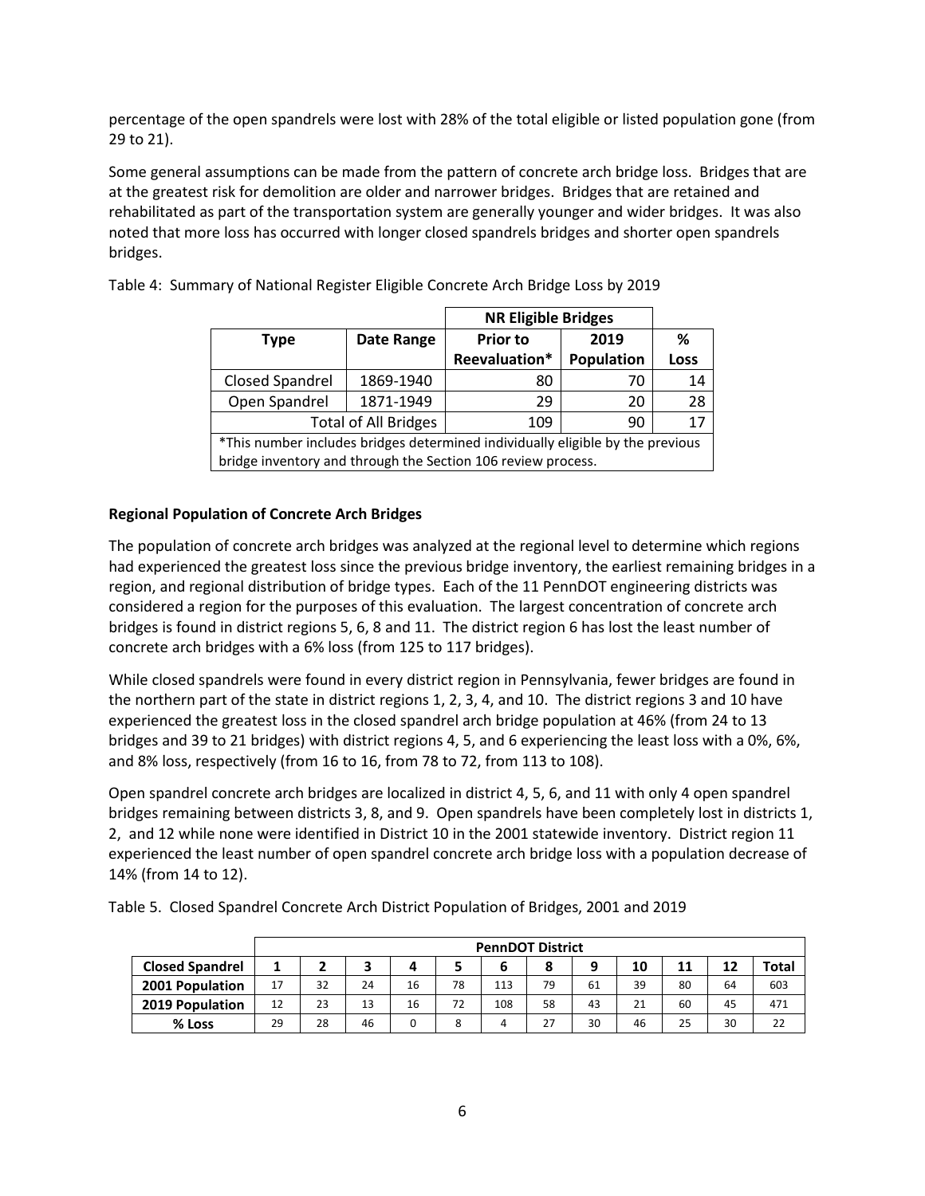percentage of the open spandrels were lost with 28% of the total eligible or listed population gone (from 29 to 21).

Some general assumptions can be made from the pattern of concrete arch bridge loss. Bridges that are at the greatest risk for demolition are older and narrower bridges. Bridges that are retained and rehabilitated as part of the transportation system are generally younger and wider bridges. It was also noted that more loss has occurred with longer closed spandrels bridges and shorter open spandrels bridges.

Table 4: Summary of National Register Eligible Concrete Arch Bridge Loss by 2019

| | | NR Eligible Bridges | | |
|---|---|---|---|---|
| Type | Date Range | Prior to Reevaluation* | 2019 Population | % Loss |
| Closed Spandrel | 1869-1940 | 80 | 70 | 14 |
| Open Spandrel | 1871-1949 | 29 | 20 | 28 |
| Total of All Bridges | | 109 | 90 | 17 |

*This number includes bridges determined individually eligible by the previous bridge inventory and through the Section 106 review process.

**Regional Population of Concrete Arch Bridges**

The population of concrete arch bridges was analyzed at the regional level to determine which regions had experienced the greatest loss since the previous bridge inventory, the earliest remaining bridges in a region, and regional distribution of bridge types. Each of the 11 PennDOT engineering districts was considered a region for the purposes of this evaluation. The largest concentration of concrete arch bridges is found in district regions 5, 6, 8 and 11. The district region 6 has lost the least number of concrete arch bridges with a 6% loss (from 125 to 117 bridges).

While closed spandrels were found in every district region in Pennsylvania, fewer bridges are found in the northern part of the state in district regions 1, 2, 3, 4, and 10. The district regions 3 and 10 have experienced the greatest loss in the closed spandrel arch bridge population at 46% (from 24 to 13 bridges and 39 to 21 bridges) with district regions 4, 5, and 6 experiencing the least loss with a 0%, 6%, and 8% loss, respectively (from 16 to 16, from 78 to 72, from 113 to 108).

Open spandrel concrete arch bridges are localized in district 4, 5, 6, and 11 with only 4 open spandrel bridges remaining between districts 3, 8, and 9. Open spandrels have been completely lost in districts 1, 2, and 12 while none were identified in District 10 in the 2001 statewide inventory. District region 11 experienced the least number of open spandrel concrete arch bridge loss with a population decrease of 14% (from 14 to 12).

Table 5. Closed Spandrel Concrete Arch District Population of Bridges, 2001 and 2019

| | PennDOT District | | | | | | | | | | | |
|---|---|---|---|---|---|---|---|---|---|---|---|---|
| Closed Spandrel | 1 | 2 | 3 | 4 | 5 | 6 | 8 | 9 | 10 | 11 | 12 | Total |
| 2001 Population | 17 | 32 | 24 | 16 | 78 | 113 | 79 | 61 | 39 | 80 | 64 | 603 |
| 2019 Population | 12 | 23 | 13 | 16 | 72 | 108 | 58 | 43 | 21 | 60 | 45 | 471 |
| % Loss | 29 | 28 | 46 | 0 | 8 | 4 | 27 | 30 | 46 | 25 | 30 | 22 |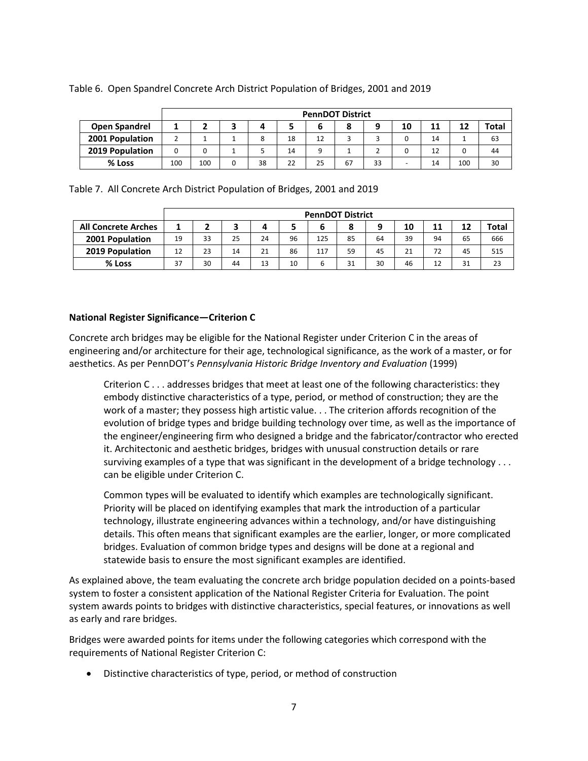Table 6. Open Spandrel Concrete Arch District Population of Bridges, 2001 and 2019

| | PennDOT District | | | | | | | | | | | |
|---|---|---|---|---|---|---|---|---|---|---|---|---|
| **Open Spandrel** | **1** | **2** | **3** | **4** | **5** | **6** | **8** | **9** | **10** | **11** | **12** | **Total** |
| **2001 Population** | 2 | 1 | 1 | 8 | 18 | 12 | 3 | 3 | 0 | 14 | 1 | 63 |
| **2019 Population** | 0 | 0 | 1 | 5 | 14 | 9 | 1 | 2 | 0 | 12 | 0 | 44 |
| **% Loss** | 100 | 100 | 0 | 38 | 22 | 25 | 67 | 33 | - | 14 | 100 | 30 |

Table 7. All Concrete Arch District Population of Bridges, 2001 and 2019

| | PennDOT District | | | | | | | | | | | |
|---|---|---|---|---|---|---|---|---|---|---|---|---|
| **All Concrete Arches** | **1** | **2** | **3** | **4** | **5** | **6** | **8** | **9** | **10** | **11** | **12** | **Total** |
| **2001 Population** | 19 | 33 | 25 | 24 | 96 | 125 | 85 | 64 | 39 | 94 | 65 | 666 |
| **2019 Population** | 12 | 23 | 14 | 21 | 86 | 117 | 59 | 45 | 21 | 72 | 45 | 515 |
| **% Loss** | 37 | 30 | 44 | 13 | 10 | 6 | 31 | 30 | 46 | 12 | 31 | 23 |

**National Register Significance—Criterion C**

Concrete arch bridges may be eligible for the National Register under Criterion C in the areas of engineering and/or architecture for their age, technological significance, as the work of a master, or for aesthetics. As per PennDOT's *Pennsylvania Historic Bridge Inventory and Evaluation* (1999)

> Criterion C . . . addresses bridges that meet at least one of the following characteristics: they embody distinctive characteristics of a type, period, or method of construction; they are the work of a master; they possess high artistic value. . . The criterion affords recognition of the evolution of bridge types and bridge building technology over time, as well as the importance of the engineer/engineering firm who designed a bridge and the fabricator/contractor who erected it. Architectonic and aesthetic bridges, bridges with unusual construction details or rare surviving examples of a type that was significant in the development of a bridge technology . . . can be eligible under Criterion C.
>
> Common types will be evaluated to identify which examples are technologically significant. Priority will be placed on identifying examples that mark the introduction of a particular technology, illustrate engineering advances within a technology, and/or have distinguishing details. This often means that significant examples are the earlier, longer, or more complicated bridges. Evaluation of common bridge types and designs will be done at a regional and statewide basis to ensure the most significant examples are identified.

As explained above, the team evaluating the concrete arch bridge population decided on a points-based system to foster a consistent application of the National Register Criteria for Evaluation. The point system awards points to bridges with distinctive characteristics, special features, or innovations as well as early and rare bridges.

Bridges were awarded points for items under the following categories which correspond with the requirements of National Register Criterion C:

- Distinctive characteristics of type, period, or method of construction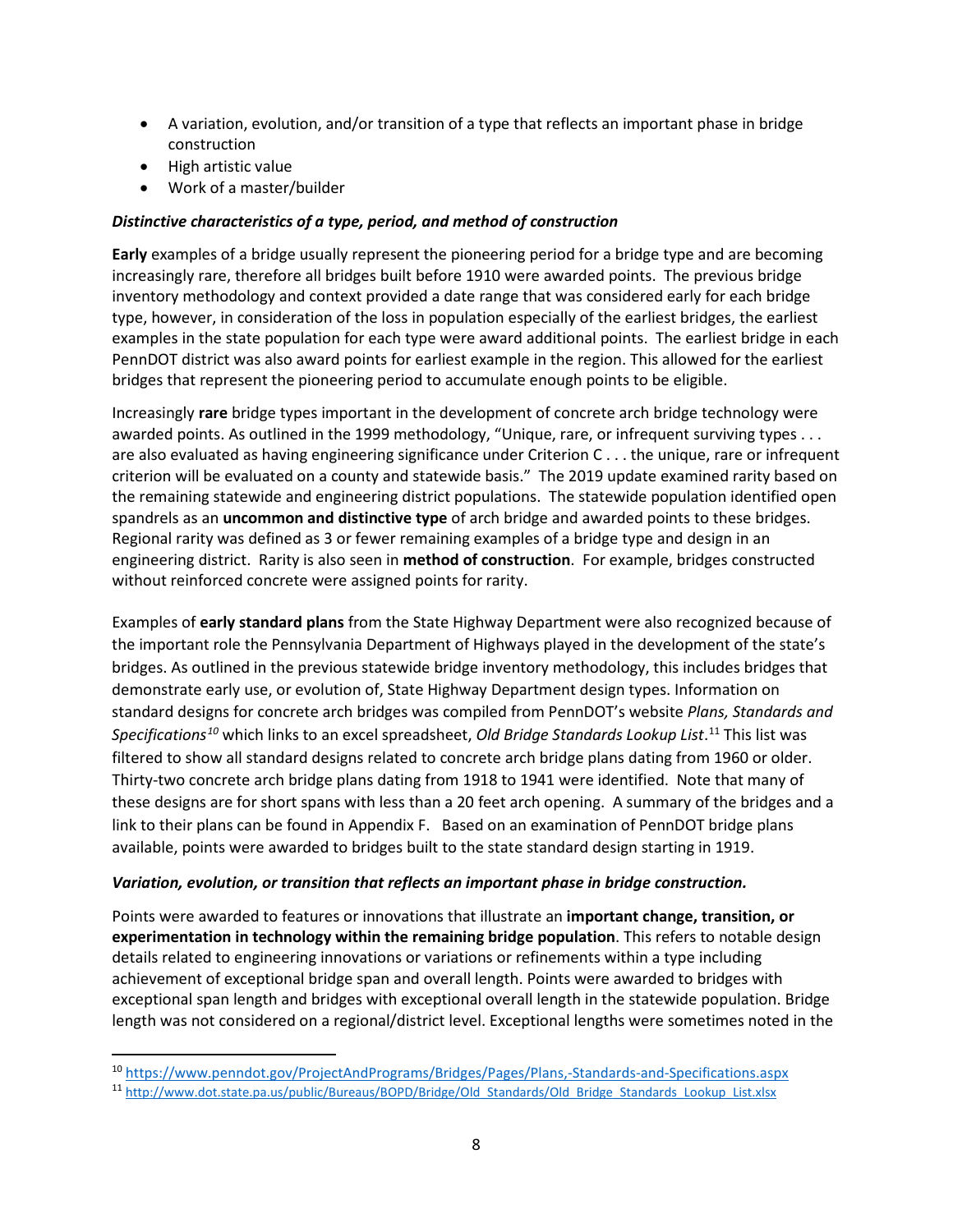- A variation, evolution, and/or transition of a type that reflects an important phase in bridge construction
- High artistic value
- Work of a master/builder

***Distinctive characteristics of a type, period, and method of construction***

**Early** examples of a bridge usually represent the pioneering period for a bridge type and are becoming increasingly rare, therefore all bridges built before 1910 were awarded points. The previous bridge inventory methodology and context provided a date range that was considered early for each bridge type, however, in consideration of the loss in population especially of the earliest bridges, the earliest examples in the state population for each type were award additional points. The earliest bridge in each PennDOT district was also award points for earliest example in the region. This allowed for the earliest bridges that represent the pioneering period to accumulate enough points to be eligible.

Increasingly **rare** bridge types important in the development of concrete arch bridge technology were awarded points. As outlined in the 1999 methodology, "Unique, rare, or infrequent surviving types . . . are also evaluated as having engineering significance under Criterion C . . . the unique, rare or infrequent criterion will be evaluated on a county and statewide basis." The 2019 update examined rarity based on the remaining statewide and engineering district populations. The statewide population identified open spandrels as an **uncommon and distinctive type** of arch bridge and awarded points to these bridges. Regional rarity was defined as 3 or fewer remaining examples of a bridge type and design in an engineering district. Rarity is also seen in **method of construction**. For example, bridges constructed without reinforced concrete were assigned points for rarity.

Examples of **early standard plans** from the State Highway Department were also recognized because of the important role the Pennsylvania Department of Highways played in the development of the state's bridges. As outlined in the previous statewide bridge inventory methodology, this includes bridges that demonstrate early use, or evolution of, State Highway Department design types. Information on standard designs for concrete arch bridges was compiled from PennDOT's website *Plans, Standards and Specifications*[10] which links to an excel spreadsheet, *Old Bridge Standards Lookup List*.[11] This list was filtered to show all standard designs related to concrete arch bridge plans dating from 1960 or older. Thirty-two concrete arch bridge plans dating from 1918 to 1941 were identified. Note that many of these designs are for short spans with less than a 20 feet arch opening. A summary of the bridges and a link to their plans can be found in Appendix F. Based on an examination of PennDOT bridge plans available, points were awarded to bridges built to the state standard design starting in 1919.

***Variation, evolution, or transition that reflects an important phase in bridge construction.***

Points were awarded to features or innovations that illustrate an **important change, transition, or experimentation in technology within the remaining bridge population**. This refers to notable design details related to engineering innovations or variations or refinements within a type including achievement of exceptional bridge span and overall length. Points were awarded to bridges with exceptional span length and bridges with exceptional overall length in the statewide population. Bridge length was not considered on a regional/district level. Exceptional lengths were sometimes noted in the

---

[10] https://www.penndot.gov/ProjectAndPrograms/Bridges/Pages/Plans,-Standards-and-Specifications.aspx

[11] http://www.dot.state.pa.us/public/Bureaus/BOPD/Bridge/Old_Standards/Old_Bridge_Standards_Lookup_List.xlsx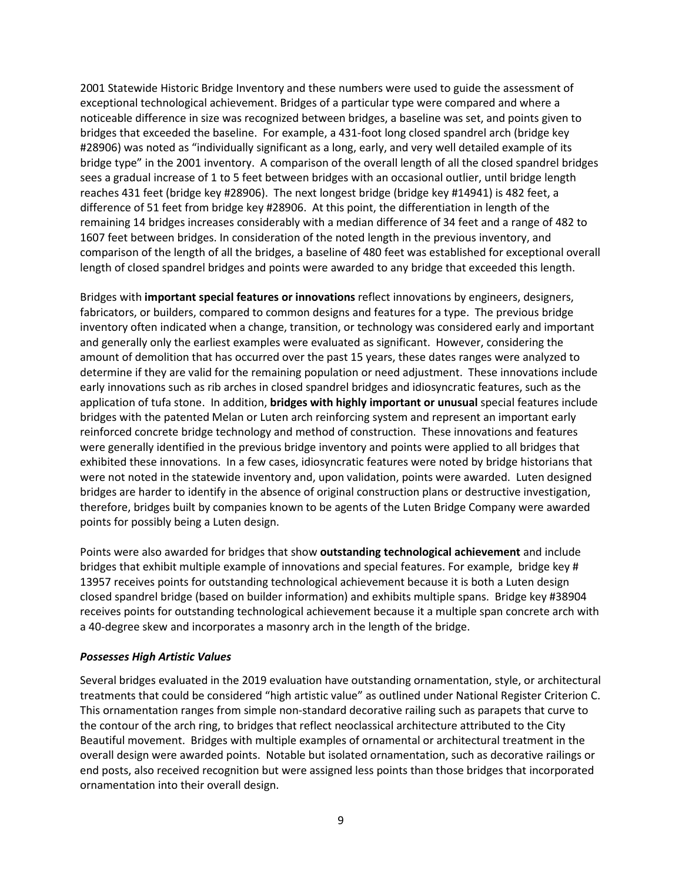2001 Statewide Historic Bridge Inventory and these numbers were used to guide the assessment of exceptional technological achievement. Bridges of a particular type were compared and where a noticeable difference in size was recognized between bridges, a baseline was set, and points given to bridges that exceeded the baseline. For example, a 431-foot long closed spandrel arch (bridge key #28906) was noted as "individually significant as a long, early, and very well detailed example of its bridge type" in the 2001 inventory. A comparison of the overall length of all the closed spandrel bridges sees a gradual increase of 1 to 5 feet between bridges with an occasional outlier, until bridge length reaches 431 feet (bridge key #28906). The next longest bridge (bridge key #14941) is 482 feet, a difference of 51 feet from bridge key #28906. At this point, the differentiation in length of the remaining 14 bridges increases considerably with a median difference of 34 feet and a range of 482 to 1607 feet between bridges. In consideration of the noted length in the previous inventory, and comparison of the length of all the bridges, a baseline of 480 feet was established for exceptional overall length of closed spandrel bridges and points were awarded to any bridge that exceeded this length.

Bridges with **important special features or innovations** reflect innovations by engineers, designers, fabricators, or builders, compared to common designs and features for a type. The previous bridge inventory often indicated when a change, transition, or technology was considered early and important and generally only the earliest examples were evaluated as significant. However, considering the amount of demolition that has occurred over the past 15 years, these dates ranges were analyzed to determine if they are valid for the remaining population or need adjustment. These innovations include early innovations such as rib arches in closed spandrel bridges and idiosyncratic features, such as the application of tufa stone. In addition, **bridges with highly important or unusual** special features include bridges with the patented Melan or Luten arch reinforcing system and represent an important early reinforced concrete bridge technology and method of construction. These innovations and features were generally identified in the previous bridge inventory and points were applied to all bridges that exhibited these innovations. In a few cases, idiosyncratic features were noted by bridge historians that were not noted in the statewide inventory and, upon validation, points were awarded. Luten designed bridges are harder to identify in the absence of original construction plans or destructive investigation, therefore, bridges built by companies known to be agents of the Luten Bridge Company were awarded points for possibly being a Luten design.

Points were also awarded for bridges that show **outstanding technological achievement** and include bridges that exhibit multiple example of innovations and special features. For example, bridge key # 13957 receives points for outstanding technological achievement because it is both a Luten design closed spandrel bridge (based on builder information) and exhibits multiple spans. Bridge key #38904 receives points for outstanding technological achievement because it a multiple span concrete arch with a 40-degree skew and incorporates a masonry arch in the length of the bridge.

### *Possesses High Artistic Values*

Several bridges evaluated in the 2019 evaluation have outstanding ornamentation, style, or architectural treatments that could be considered "high artistic value" as outlined under National Register Criterion C. This ornamentation ranges from simple non-standard decorative railing such as parapets that curve to the contour of the arch ring, to bridges that reflect neoclassical architecture attributed to the City Beautiful movement. Bridges with multiple examples of ornamental or architectural treatment in the overall design were awarded points. Notable but isolated ornamentation, such as decorative railings or end posts, also received recognition but were assigned less points than those bridges that incorporated ornamentation into their overall design.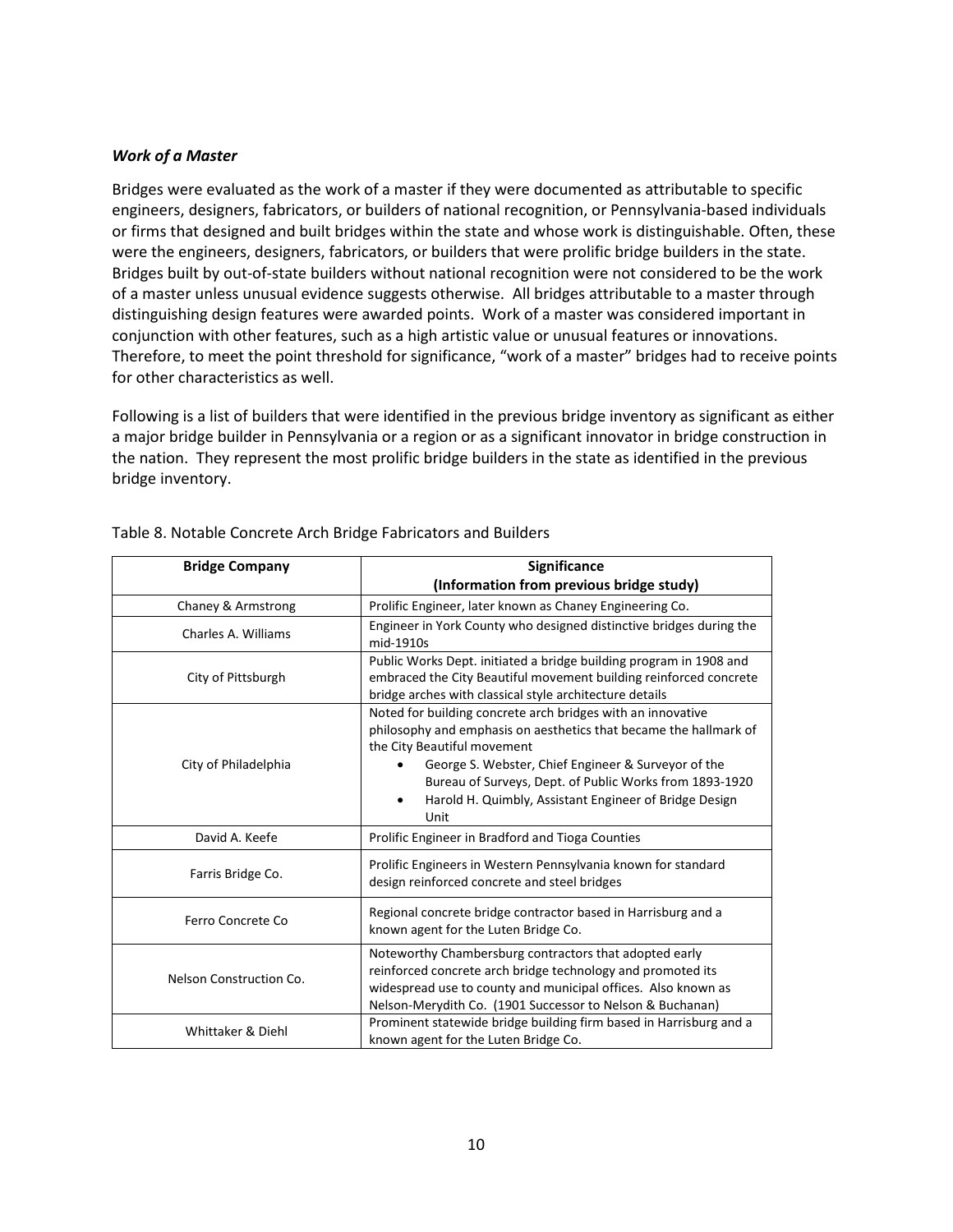***Work of a Master***

Bridges were evaluated as the work of a master if they were documented as attributable to specific engineers, designers, fabricators, or builders of national recognition, or Pennsylvania-based individuals or firms that designed and built bridges within the state and whose work is distinguishable. Often, these were the engineers, designers, fabricators, or builders that were prolific bridge builders in the state. Bridges built by out-of-state builders without national recognition were not considered to be the work of a master unless unusual evidence suggests otherwise. All bridges attributable to a master through distinguishing design features were awarded points. Work of a master was considered important in conjunction with other features, such as a high artistic value or unusual features or innovations. Therefore, to meet the point threshold for significance, "work of a master" bridges had to receive points for other characteristics as well.

Following is a list of builders that were identified in the previous bridge inventory as significant as either a major bridge builder in Pennsylvania or a region or as a significant innovator in bridge construction in the nation. They represent the most prolific bridge builders in the state as identified in the previous bridge inventory.

Table 8. Notable Concrete Arch Bridge Fabricators and Builders

| Bridge Company | Significance (Information from previous bridge study) |
|---|---|
| Chaney & Armstrong | Prolific Engineer, later known as Chaney Engineering Co. |
| Charles A. Williams | Engineer in York County who designed distinctive bridges during the mid-1910s |
| City of Pittsburgh | Public Works Dept. initiated a bridge building program in 1908 and embraced the City Beautiful movement building reinforced concrete bridge arches with classical style architecture details |
| City of Philadelphia | Noted for building concrete arch bridges with an innovative philosophy and emphasis on aesthetics that became the hallmark of the City Beautiful movement<br>• George S. Webster, Chief Engineer & Surveyor of the Bureau of Surveys, Dept. of Public Works from 1893-1920<br>• Harold H. Quimbly, Assistant Engineer of Bridge Design Unit |
| David A. Keefe | Prolific Engineer in Bradford and Tioga Counties |
| Farris Bridge Co. | Prolific Engineers in Western Pennsylvania known for standard design reinforced concrete and steel bridges |
| Ferro Concrete Co | Regional concrete bridge contractor based in Harrisburg and a known agent for the Luten Bridge Co. |
| Nelson Construction Co. | Noteworthy Chambersburg contractors that adopted early reinforced concrete arch bridge technology and promoted its widespread use to county and municipal offices. Also known as Nelson-Merydith Co. (1901 Successor to Nelson & Buchanan) |
| Whittaker & Diehl | Prominent statewide bridge building firm based in Harrisburg and a known agent for the Luten Bridge Co. |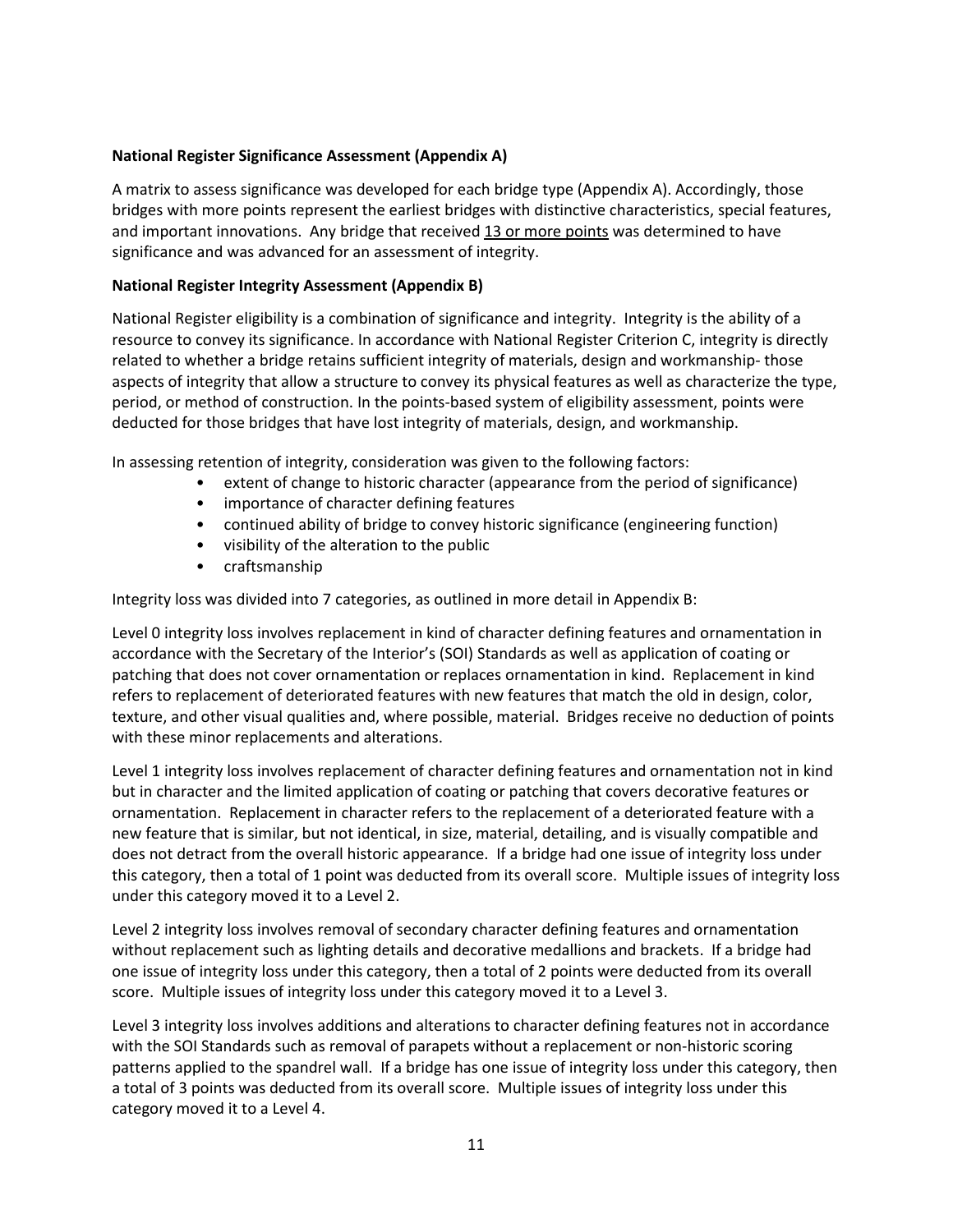**National Register Significance Assessment (Appendix A)**

A matrix to assess significance was developed for each bridge type (Appendix A). Accordingly, those bridges with more points represent the earliest bridges with distinctive characteristics, special features, and important innovations. Any bridge that received <u>13 or more points</u> was determined to have significance and was advanced for an assessment of integrity.

**National Register Integrity Assessment (Appendix B)**

National Register eligibility is a combination of significance and integrity. Integrity is the ability of a resource to convey its significance. In accordance with National Register Criterion C, integrity is directly related to whether a bridge retains sufficient integrity of materials, design and workmanship- those aspects of integrity that allow a structure to convey its physical features as well as characterize the type, period, or method of construction. In the points-based system of eligibility assessment, points were deducted for those bridges that have lost integrity of materials, design, and workmanship.

In assessing retention of integrity, consideration was given to the following factors:

- extent of change to historic character (appearance from the period of significance)
- importance of character defining features
- continued ability of bridge to convey historic significance (engineering function)
- visibility of the alteration to the public
- craftsmanship

Integrity loss was divided into 7 categories, as outlined in more detail in Appendix B:

Level 0 integrity loss involves replacement in kind of character defining features and ornamentation in accordance with the Secretary of the Interior's (SOI) Standards as well as application of coating or patching that does not cover ornamentation or replaces ornamentation in kind. Replacement in kind refers to replacement of deteriorated features with new features that match the old in design, color, texture, and other visual qualities and, where possible, material. Bridges receive no deduction of points with these minor replacements and alterations.

Level 1 integrity loss involves replacement of character defining features and ornamentation not in kind but in character and the limited application of coating or patching that covers decorative features or ornamentation. Replacement in character refers to the replacement of a deteriorated feature with a new feature that is similar, but not identical, in size, material, detailing, and is visually compatible and does not detract from the overall historic appearance. If a bridge had one issue of integrity loss under this category, then a total of 1 point was deducted from its overall score. Multiple issues of integrity loss under this category moved it to a Level 2.

Level 2 integrity loss involves removal of secondary character defining features and ornamentation without replacement such as lighting details and decorative medallions and brackets. If a bridge had one issue of integrity loss under this category, then a total of 2 points were deducted from its overall score. Multiple issues of integrity loss under this category moved it to a Level 3.

Level 3 integrity loss involves additions and alterations to character defining features not in accordance with the SOI Standards such as removal of parapets without a replacement or non-historic scoring patterns applied to the spandrel wall. If a bridge has one issue of integrity loss under this category, then a total of 3 points was deducted from its overall score. Multiple issues of integrity loss under this category moved it to a Level 4.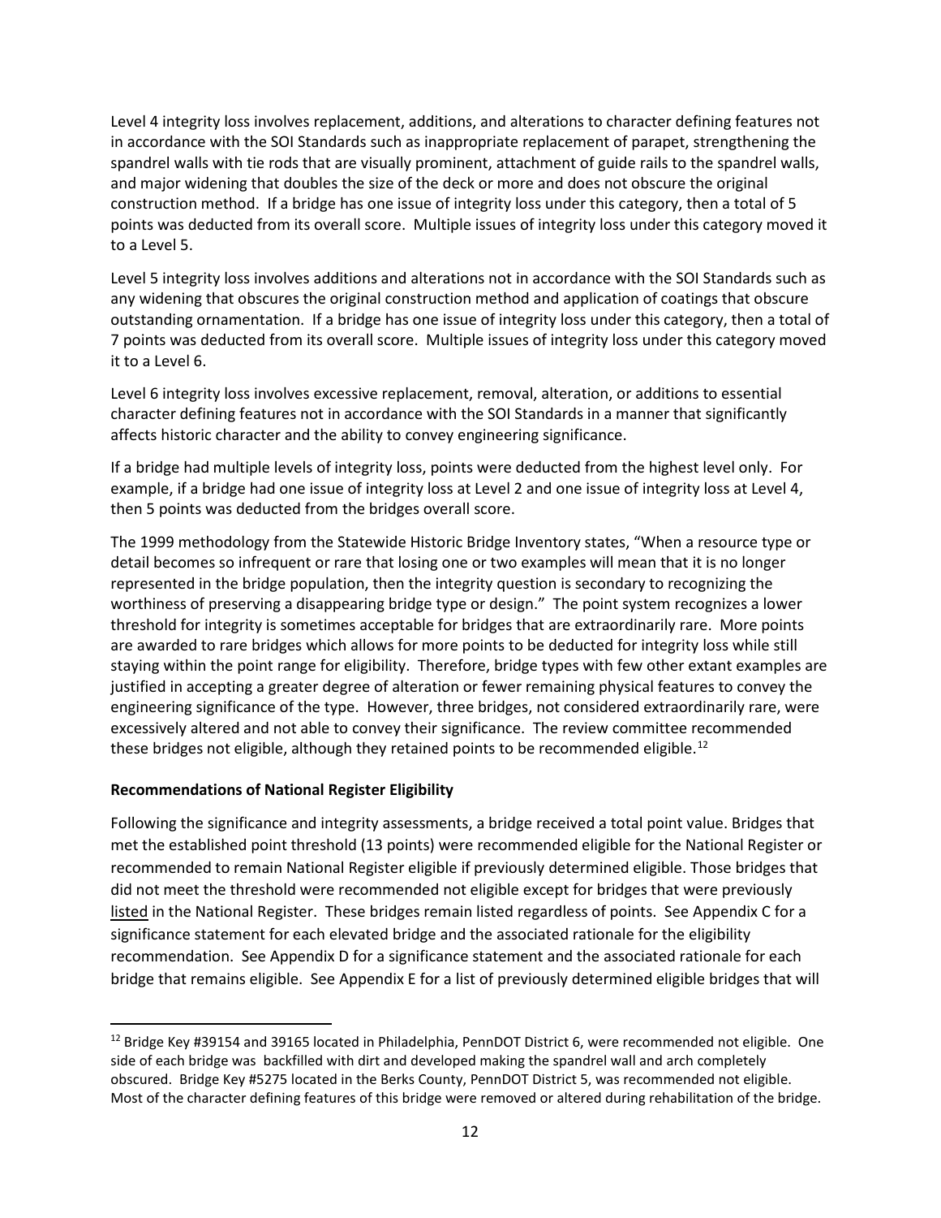Level 4 integrity loss involves replacement, additions, and alterations to character defining features not in accordance with the SOI Standards such as inappropriate replacement of parapet, strengthening the spandrel walls with tie rods that are visually prominent, attachment of guide rails to the spandrel walls, and major widening that doubles the size of the deck or more and does not obscure the original construction method. If a bridge has one issue of integrity loss under this category, then a total of 5 points was deducted from its overall score. Multiple issues of integrity loss under this category moved it to a Level 5.

Level 5 integrity loss involves additions and alterations not in accordance with the SOI Standards such as any widening that obscures the original construction method and application of coatings that obscure outstanding ornamentation. If a bridge has one issue of integrity loss under this category, then a total of 7 points was deducted from its overall score. Multiple issues of integrity loss under this category moved it to a Level 6.

Level 6 integrity loss involves excessive replacement, removal, alteration, or additions to essential character defining features not in accordance with the SOI Standards in a manner that significantly affects historic character and the ability to convey engineering significance.

If a bridge had multiple levels of integrity loss, points were deducted from the highest level only. For example, if a bridge had one issue of integrity loss at Level 2 and one issue of integrity loss at Level 4, then 5 points was deducted from the bridges overall score.

The 1999 methodology from the Statewide Historic Bridge Inventory states, "When a resource type or detail becomes so infrequent or rare that losing one or two examples will mean that it is no longer represented in the bridge population, then the integrity question is secondary to recognizing the worthiness of preserving a disappearing bridge type or design." The point system recognizes a lower threshold for integrity is sometimes acceptable for bridges that are extraordinarily rare. More points are awarded to rare bridges which allows for more points to be deducted for integrity loss while still staying within the point range for eligibility. Therefore, bridge types with few other extant examples are justified in accepting a greater degree of alteration or fewer remaining physical features to convey the engineering significance of the type. However, three bridges, not considered extraordinarily rare, were excessively altered and not able to convey their significance. The review committee recommended these bridges not eligible, although they retained points to be recommended eligible.[12]

**Recommendations of National Register Eligibility**

Following the significance and integrity assessments, a bridge received a total point value. Bridges that met the established point threshold (13 points) were recommended eligible for the National Register or recommended to remain National Register eligible if previously determined eligible. Those bridges that did not meet the threshold were recommended not eligible except for bridges that were previously listed in the National Register. These bridges remain listed regardless of points. See Appendix C for a significance statement for each elevated bridge and the associated rationale for the eligibility recommendation. See Appendix D for a significance statement and the associated rationale for each bridge that remains eligible. See Appendix E for a list of previously determined eligible bridges that will

[12] Bridge Key #39154 and 39165 located in Philadelphia, PennDOT District 6, were recommended not eligible. One side of each bridge was backfilled with dirt and developed making the spandrel wall and arch completely obscured. Bridge Key #5275 located in the Berks County, PennDOT District 5, was recommended not eligible. Most of the character defining features of this bridge were removed or altered during rehabilitation of the bridge.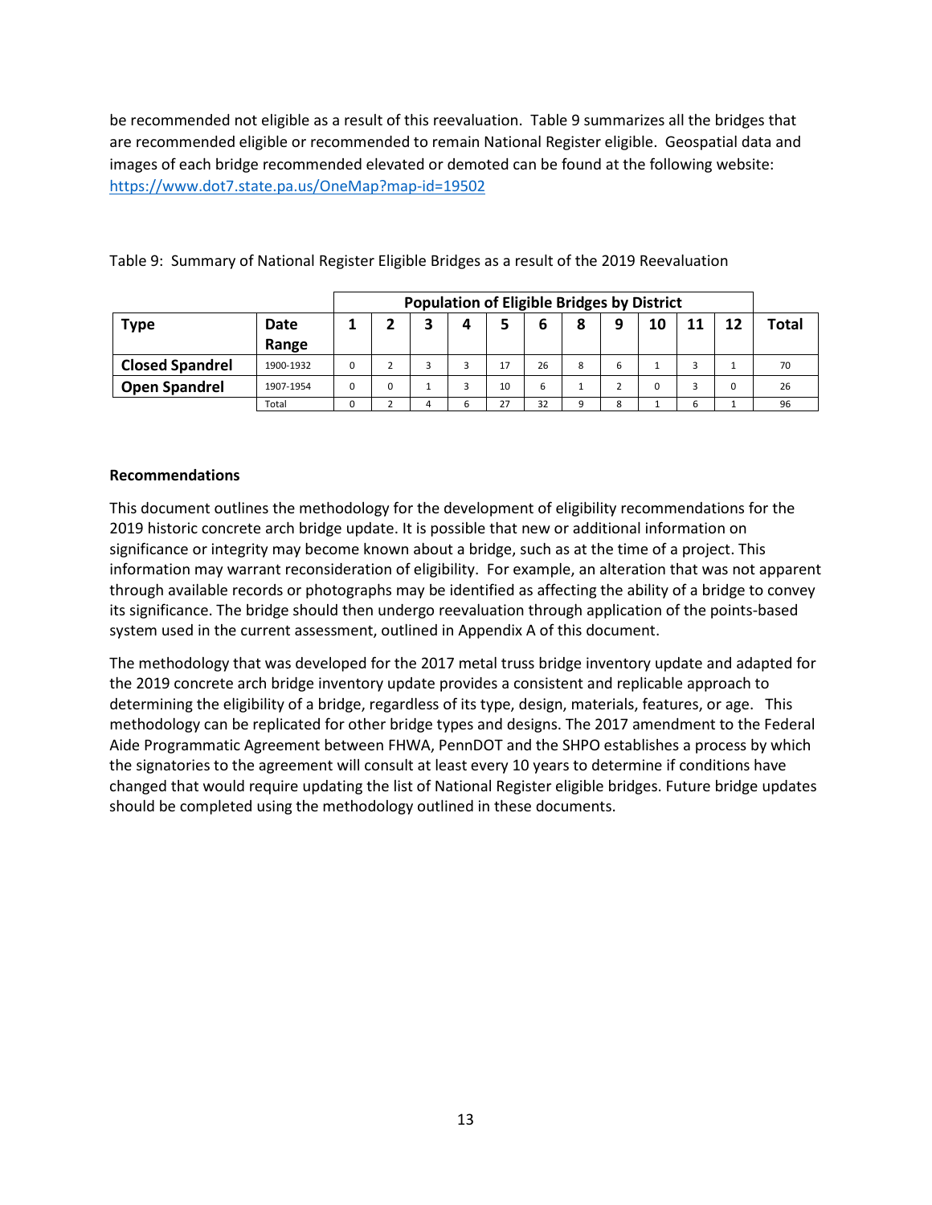be recommended not eligible as a result of this reevaluation. Table 9 summarizes all the bridges that are recommended eligible or recommended to remain National Register eligible. Geospatial data and images of each bridge recommended elevated or demoted can be found at the following website: https://www.dot7.state.pa.us/OneMap?map-id=19502

Table 9: Summary of National Register Eligible Bridges as a result of the 2019 Reevaluation

| | | Population of Eligible Bridges by District | | | | | | | | | | | |
|---|---|---|---|---|---|---|---|---|---|---|---|---|---|
| **Type** | **Date Range** | **1** | **2** | **3** | **4** | **5** | **6** | **8** | **9** | **10** | **11** | **12** | **Total** |
| **Closed Spandrel** | 1900-1932 | 0 | 2 | 3 | 3 | 17 | 26 | 8 | 6 | 1 | 3 | 1 | 70 |
| **Open Spandrel** | 1907-1954 | 0 | 0 | 1 | 3 | 10 | 6 | 1 | 2 | 0 | 3 | 0 | 26 |
| | Total | 0 | 2 | 4 | 6 | 27 | 32 | 9 | 8 | 1 | 6 | 1 | 96 |

**Recommendations**

This document outlines the methodology for the development of eligibility recommendations for the 2019 historic concrete arch bridge update. It is possible that new or additional information on significance or integrity may become known about a bridge, such as at the time of a project. This information may warrant reconsideration of eligibility. For example, an alteration that was not apparent through available records or photographs may be identified as affecting the ability of a bridge to convey its significance. The bridge should then undergo reevaluation through application of the points-based system used in the current assessment, outlined in Appendix A of this document.

The methodology that was developed for the 2017 metal truss bridge inventory update and adapted for the 2019 concrete arch bridge inventory update provides a consistent and replicable approach to determining the eligibility of a bridge, regardless of its type, design, materials, features, or age. This methodology can be replicated for other bridge types and designs. The 2017 amendment to the Federal Aide Programmatic Agreement between FHWA, PennDOT and the SHPO establishes a process by which the signatories to the agreement will consult at least every 10 years to determine if conditions have changed that would require updating the list of National Register eligible bridges. Future bridge updates should be completed using the methodology outlined in these documents.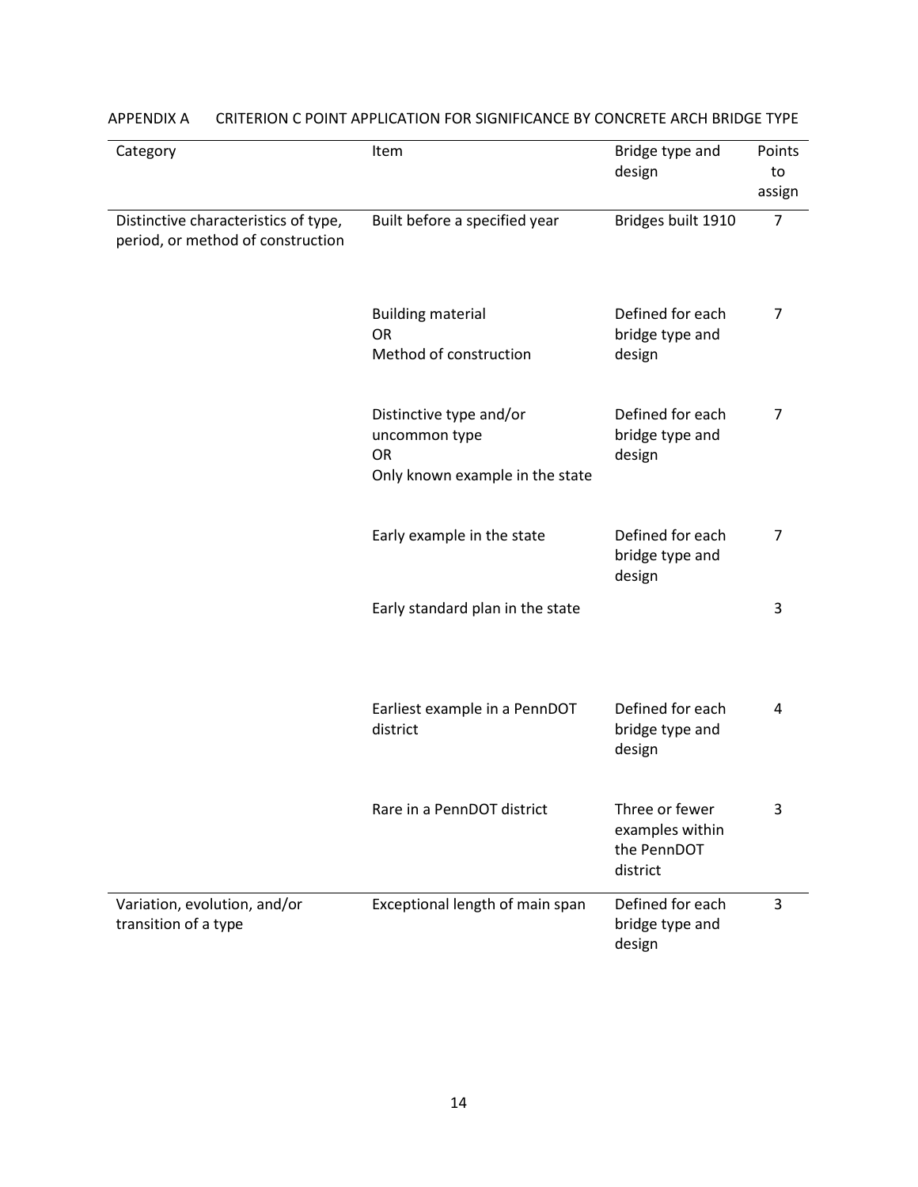APPENDIX A CRITERION C POINT APPLICATION FOR SIGNIFICANCE BY CONCRETE ARCH BRIDGE TYPE

| Category | Item | Bridge type and design | Points to assign |
|---|---|---|---|
| Distinctive characteristics of type, period, or method of construction | Built before a specified year | Bridges built 1910 | 7 |
| | Building material<br>OR<br>Method of construction | Defined for each bridge type and design | 7 |
| | Distinctive type and/or uncommon type<br>OR<br>Only known example in the state | Defined for each bridge type and design | 7 |
| | Early example in the state | Defined for each bridge type and design | 7 |
| | Early standard plan in the state | | 3 |
| | Earliest example in a PennDOT district | Defined for each bridge type and design | 4 |
| | Rare in a PennDOT district | Three or fewer examples within the PennDOT district | 3 |
| Variation, evolution, and/or transition of a type | Exceptional length of main span | Defined for each bridge type and design | 3 |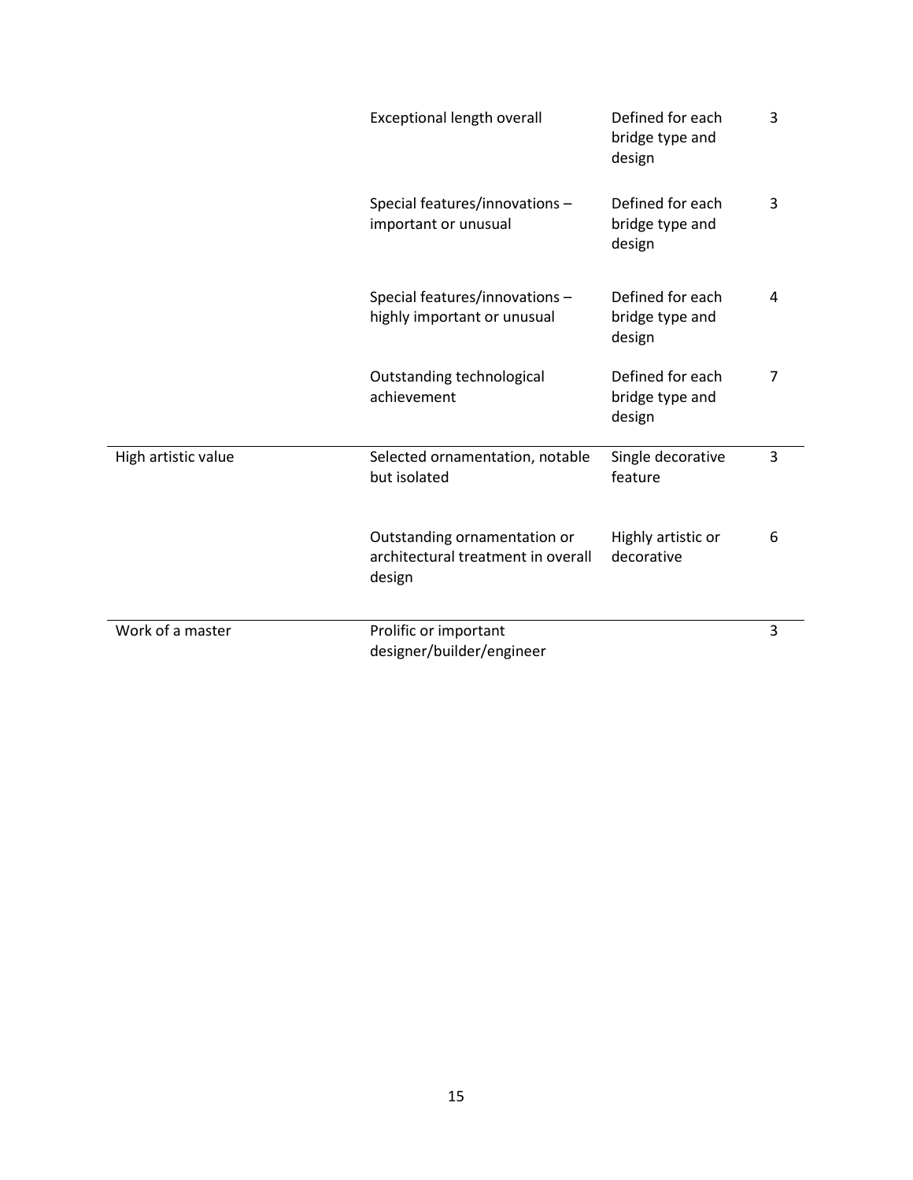| | | | |
|---|---|---|---|
| | Exceptional length overall | Defined for each bridge type and design | 3 |
| | Special features/innovations – important or unusual | Defined for each bridge type and design | 3 |
| | Special features/innovations – highly important or unusual | Defined for each bridge type and design | 4 |
| | Outstanding technological achievement | Defined for each bridge type and design | 7 |
| High artistic value | Selected ornamentation, notable but isolated | Single decorative feature | 3 |
| | Outstanding ornamentation or architectural treatment in overall design | Highly artistic or decorative | 6 |
| Work of a master | Prolific or important designer/builder/engineer | | 3 |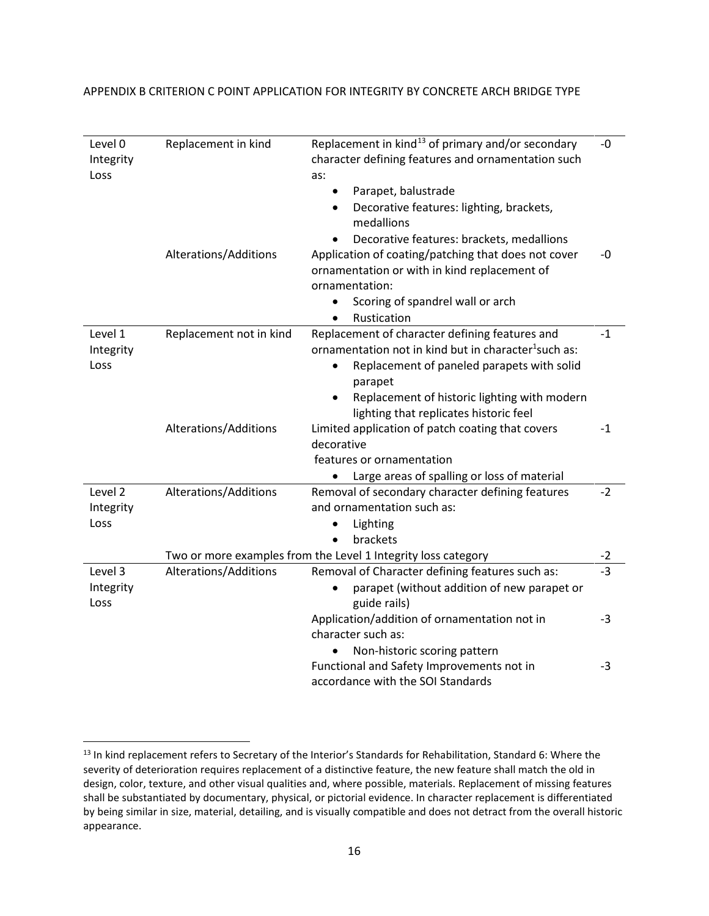APPENDIX B CRITERION C POINT APPLICATION FOR INTEGRITY BY CONCRETE ARCH BRIDGE TYPE

| | | | |
|---|---|---|---|
| Level 0 Integrity Loss | Replacement in kind | Replacement in kind[13] of primary and/or secondary character defining features and ornamentation such as:<br>• Parapet, balustrade<br>• Decorative features: lighting, brackets, medallions<br>• Decorative features: brackets, medallions | -0 |
| | Alterations/Additions | Application of coating/patching that does not cover ornamentation or with in kind replacement of ornamentation:<br>• Scoring of spandrel wall or arch<br>• Rustication | -0 |
| Level 1 Integrity Loss | Replacement not in kind | Replacement of character defining features and ornamentation not in kind but in character[1] such as:<br>• Replacement of paneled parapets with solid parapet<br>• Replacement of historic lighting with modern lighting that replicates historic feel | -1 |
| | Alterations/Additions | Limited application of patch coating that covers decorative features or ornamentation<br>• Large areas of spalling or loss of material | -1 |
| Level 2 Integrity Loss | Alterations/Additions | Removal of secondary character defining features and ornamentation such as:<br>• Lighting<br>• brackets | -2 |
| | Two or more examples from the Level 1 Integrity loss category | | -2 |
| Level 3 Integrity Loss | Alterations/Additions | Removal of Character defining features such as:<br>• parapet (without addition of new parapet or guide rails) | -3 |
| | | Application/addition of ornamentation not in character such as:<br>• Non-historic scoring pattern | -3 |
| | | Functional and Safety Improvements not in accordance with the SOI Standards | -3 |

[13] In kind replacement refers to Secretary of the Interior's Standards for Rehabilitation, Standard 6: Where the severity of deterioration requires replacement of a distinctive feature, the new feature shall match the old in design, color, texture, and other visual qualities and, where possible, materials. Replacement of missing features shall be substantiated by documentary, physical, or pictorial evidence. In character replacement is differentiated by being similar in size, material, detailing, and is visually compatible and does not detract from the overall historic appearance.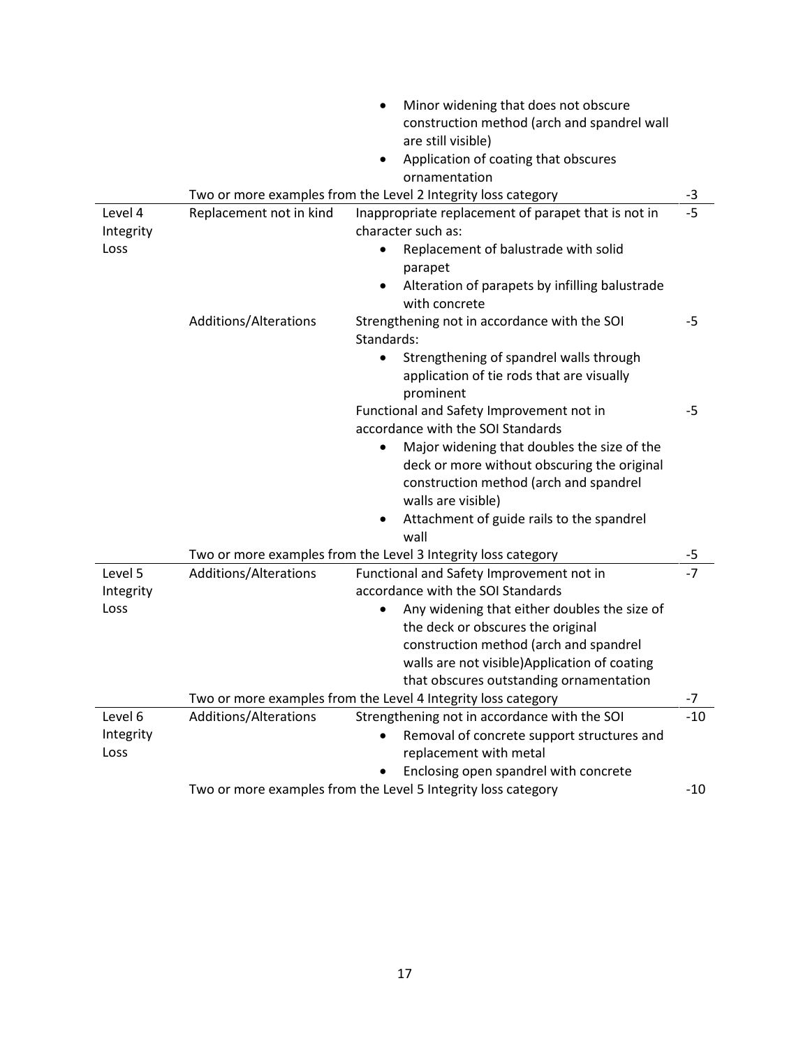| | | | |
|---|---|---|---|
| | | • Minor widening that does not obscure construction method (arch and spandrel wall are still visible)<br>• Application of coating that obscures ornamentation | |
| | Two or more examples from the Level 2 Integrity loss category | | -3 |
| Level 4 Integrity Loss | Replacement not in kind | Inappropriate replacement of parapet that is not in character such as:<br>• Replacement of balustrade with solid parapet<br>• Alteration of parapets by infilling balustrade with concrete | -5 |
| | Additions/Alterations | Strengthening not in accordance with the SOI Standards:<br>• Strengthening of spandrel walls through application of tie rods that are visually prominent | -5 |
| | | Functional and Safety Improvement not in accordance with the SOI Standards<br>• Major widening that doubles the size of the deck or more without obscuring the original construction method (arch and spandrel walls are visible)<br>• Attachment of guide rails to the spandrel wall | -5 |
| | Two or more examples from the Level 3 Integrity loss category | | -5 |
| Level 5 Integrity Loss | Additions/Alterations | Functional and Safety Improvement not in accordance with the SOI Standards<br>• Any widening that either doubles the size of the deck or obscures the original construction method (arch and spandrel walls are not visible)Application of coating that obscures outstanding ornamentation | -7 |
| | Two or more examples from the Level 4 Integrity loss category | | -7 |
| Level 6 Integrity Loss | Additions/Alterations | Strengthening not in accordance with the SOI<br>• Removal of concrete support structures and replacement with metal<br>• Enclosing open spandrel with concrete | -10 |
| | Two or more examples from the Level 5 Integrity loss category | | -10 |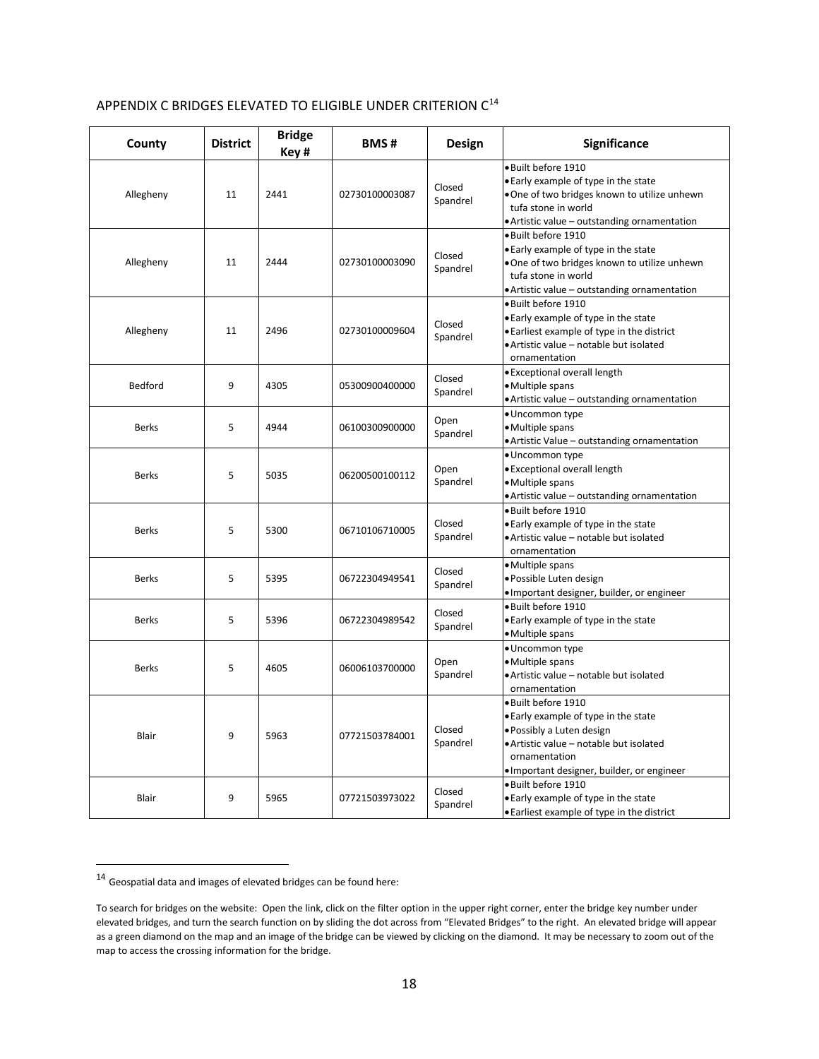## APPENDIX C BRIDGES ELEVATED TO ELIGIBLE UNDER CRITERION C[14]

| County | District | Bridge Key # | BMS # | Design | Significance |
|---|---|---|---|---|---|
| Allegheny | 11 | 2441 | 02730100003087 | Closed Spandrel | • Built before 1910<br>• Early example of type in the state<br>• One of two bridges known to utilize unhewn tufa stone in world<br>• Artistic value – outstanding ornamentation |
| Allegheny | 11 | 2444 | 02730100003090 | Closed Spandrel | • Built before 1910<br>• Early example of type in the state<br>• One of two bridges known to utilize unhewn tufa stone in world<br>• Artistic value – outstanding ornamentation |
| Allegheny | 11 | 2496 | 02730100009604 | Closed Spandrel | • Built before 1910<br>• Early example of type in the state<br>• Earliest example of type in the district<br>• Artistic value – notable but isolated ornamentation |
| Bedford | 9 | 4305 | 05300900400000 | Closed Spandrel | • Exceptional overall length<br>• Multiple spans<br>• Artistic value – outstanding ornamentation |
| Berks | 5 | 4944 | 06100300900000 | Open Spandrel | • Uncommon type<br>• Multiple spans<br>• Artistic Value – outstanding ornamentation |
| Berks | 5 | 5035 | 06200500100112 | Open Spandrel | • Uncommon type<br>• Exceptional overall length<br>• Multiple spans<br>• Artistic value – outstanding ornamentation |
| Berks | 5 | 5300 | 06710106710005 | Closed Spandrel | • Built before 1910<br>• Early example of type in the state<br>• Artistic value – notable but isolated ornamentation |
| Berks | 5 | 5395 | 06722304949541 | Closed Spandrel | • Multiple spans<br>• Possible Luten design<br>• Important designer, builder, or engineer |
| Berks | 5 | 5396 | 06722304989542 | Closed Spandrel | • Built before 1910<br>• Early example of type in the state<br>• Multiple spans |
| Berks | 5 | 4605 | 06006103700000 | Open Spandrel | • Uncommon type<br>• Multiple spans<br>• Artistic value – notable but isolated ornamentation |
| Blair | 9 | 5963 | 07721503784001 | Closed Spandrel | • Built before 1910<br>• Early example of type in the state<br>• Possibly a Luten design<br>• Artistic value – notable but isolated ornamentation<br>• Important designer, builder, or engineer |
| Blair | 9 | 5965 | 07721503973022 | Closed Spandrel | • Built before 1910<br>• Early example of type in the state<br>• Earliest example of type in the district |

[14] Geospatial data and images of elevated bridges can be found here:

To search for bridges on the website: Open the link, click on the filter option in the upper right corner, enter the bridge key number under elevated bridges, and turn the search function on by sliding the dot across from "Elevated Bridges" to the right. An elevated bridge will appear as a green diamond on the map and an image of the bridge can be viewed by clicking on the diamond. It may be necessary to zoom out of the map to access the crossing information for the bridge.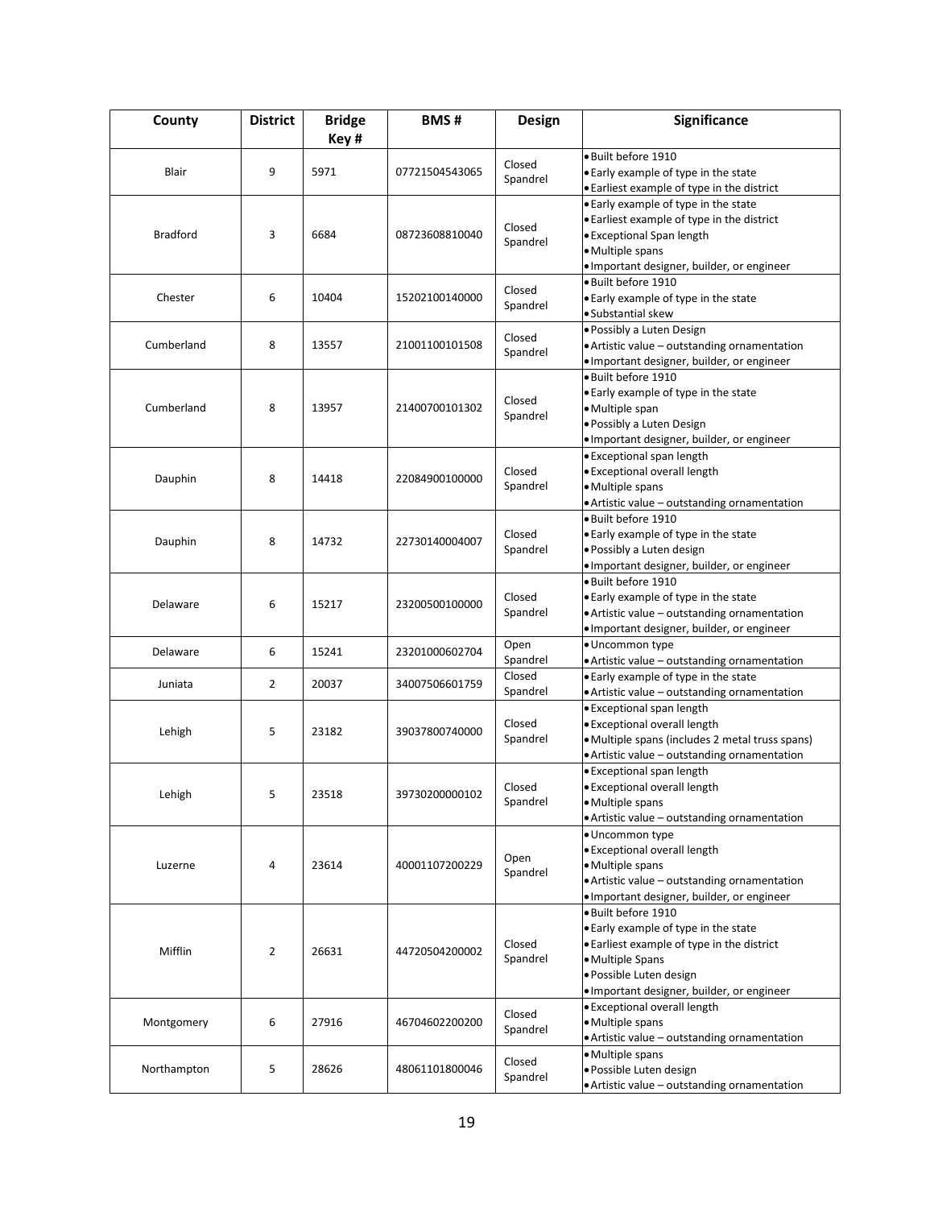| County | District | Bridge Key # | BMS # | Design | Significance |
|---|---|---|---|---|---|
| Blair | 9 | 5971 | 07721504543065 | Closed Spandrel | • Built before 1910<br>• Early example of type in the state<br>• Earliest example of type in the district |
| Bradford | 3 | 6684 | 08723608810040 | Closed Spandrel | • Early example of type in the state<br>• Earliest example of type in the district<br>• Exceptional Span length<br>• Multiple spans<br>• Important designer, builder, or engineer |
| Chester | 6 | 10404 | 15202100140000 | Closed Spandrel | • Built before 1910<br>• Early example of type in the state<br>• Substantial skew |
| Cumberland | 8 | 13557 | 21001100101508 | Closed Spandrel | • Possibly a Luten Design<br>• Artistic value – outstanding ornamentation<br>• Important designer, builder, or engineer |
| Cumberland | 8 | 13957 | 21400700101302 | Closed Spandrel | • Built before 1910<br>• Early example of type in the state<br>• Multiple span<br>• Possibly a Luten Design<br>• Important designer, builder, or engineer |
| Dauphin | 8 | 14418 | 22084900100000 | Closed Spandrel | • Exceptional span length<br>• Exceptional overall length<br>• Multiple spans<br>• Artistic value – outstanding ornamentation |
| Dauphin | 8 | 14732 | 22730140004007 | Closed Spandrel | • Built before 1910<br>• Early example of type in the state<br>• Possibly a Luten design<br>• Important designer, builder, or engineer |
| Delaware | 6 | 15217 | 23200500100000 | Closed Spandrel | • Built before 1910<br>• Early example of type in the state<br>• Artistic value – outstanding ornamentation<br>• Important designer, builder, or engineer |
| Delaware | 6 | 15241 | 23201000602704 | Open Spandrel | • Uncommon type<br>• Artistic value – outstanding ornamentation |
| Juniata | 2 | 20037 | 34007506601759 | Closed Spandrel | • Early example of type in the state<br>• Artistic value – outstanding ornamentation |
| Lehigh | 5 | 23182 | 39037800740000 | Closed Spandrel | • Exceptional span length<br>• Exceptional overall length<br>• Multiple spans (includes 2 metal truss spans)<br>• Artistic value – outstanding ornamentation |
| Lehigh | 5 | 23518 | 39730200000102 | Closed Spandrel | • Exceptional span length<br>• Exceptional overall length<br>• Multiple spans<br>• Artistic value – outstanding ornamentation |
| Luzerne | 4 | 23614 | 40001107200229 | Open Spandrel | • Uncommon type<br>• Exceptional overall length<br>• Multiple spans<br>• Artistic value – outstanding ornamentation<br>• Important designer, builder, or engineer |
| Mifflin | 2 | 26631 | 44720504200002 | Closed Spandrel | • Built before 1910<br>• Early example of type in the state<br>• Earliest example of type in the district<br>• Multiple Spans<br>• Possible Luten design<br>• Important designer, builder, or engineer |
| Montgomery | 6 | 27916 | 46704602200200 | Closed Spandrel | • Exceptional overall length<br>• Multiple spans<br>• Artistic value – outstanding ornamentation |
| Northampton | 5 | 28626 | 48061101800046 | Closed Spandrel | • Multiple spans<br>• Possible Luten design<br>• Artistic value – outstanding ornamentation |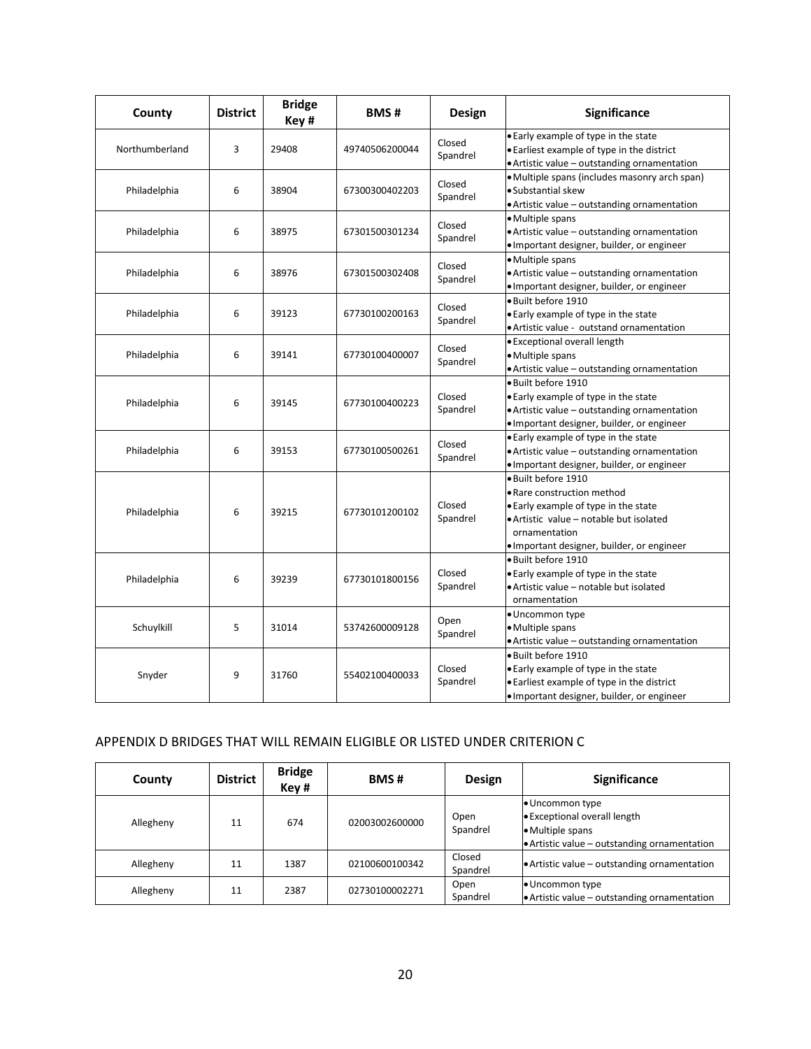| County | District | Bridge Key # | BMS # | Design | Significance |
|---|---|---|---|---|---|
| Northumberland | 3 | 29408 | 49740506200044 | Closed Spandrel | • Early example of type in the state<br>• Earliest example of type in the district<br>• Artistic value – outstanding ornamentation |
| Philadelphia | 6 | 38904 | 67300300402203 | Closed Spandrel | • Multiple spans (includes masonry arch span)<br>• Substantial skew<br>• Artistic value – outstanding ornamentation |
| Philadelphia | 6 | 38975 | 67301500301234 | Closed Spandrel | • Multiple spans<br>• Artistic value – outstanding ornamentation<br>• Important designer, builder, or engineer |
| Philadelphia | 6 | 38976 | 67301500302408 | Closed Spandrel | • Multiple spans<br>• Artistic value – outstanding ornamentation<br>• Important designer, builder, or engineer |
| Philadelphia | 6 | 39123 | 67730100200163 | Closed Spandrel | • Built before 1910<br>• Early example of type in the state<br>• Artistic value - outstand ornamentation |
| Philadelphia | 6 | 39141 | 67730100400007 | Closed Spandrel | • Exceptional overall length<br>• Multiple spans<br>• Artistic value – outstanding ornamentation |
| Philadelphia | 6 | 39145 | 67730100400223 | Closed Spandrel | • Built before 1910<br>• Early example of type in the state<br>• Artistic value – outstanding ornamentation<br>• Important designer, builder, or engineer |
| Philadelphia | 6 | 39153 | 67730100500261 | Closed Spandrel | • Early example of type in the state<br>• Artistic value – outstanding ornamentation<br>• Important designer, builder, or engineer |
| Philadelphia | 6 | 39215 | 67730101200102 | Closed Spandrel | • Built before 1910<br>• Rare construction method<br>• Early example of type in the state<br>• Artistic value – notable but isolated ornamentation<br>• Important designer, builder, or engineer |
| Philadelphia | 6 | 39239 | 67730101800156 | Closed Spandrel | • Built before 1910<br>• Early example of type in the state<br>• Artistic value – notable but isolated ornamentation |
| Schuylkill | 5 | 31014 | 53742600009128 | Open Spandrel | • Uncommon type<br>• Multiple spans<br>• Artistic value – outstanding ornamentation |
| Snyder | 9 | 31760 | 55402100400033 | Closed Spandrel | • Built before 1910<br>• Early example of type in the state<br>• Earliest example of type in the district<br>• Important designer, builder, or engineer |

APPENDIX D BRIDGES THAT WILL REMAIN ELIGIBLE OR LISTED UNDER CRITERION C

| County | District | Bridge Key # | BMS # | Design | Significance |
|---|---|---|---|---|---|
| Allegheny | 11 | 674 | 02003002600000 | Open Spandrel | • Uncommon type<br>• Exceptional overall length<br>• Multiple spans<br>• Artistic value – outstanding ornamentation |
| Allegheny | 11 | 1387 | 02100600100342 | Closed Spandrel | • Artistic value – outstanding ornamentation |
| Allegheny | 11 | 2387 | 02730100002271 | Open Spandrel | • Uncommon type<br>• Artistic value – outstanding ornamentation |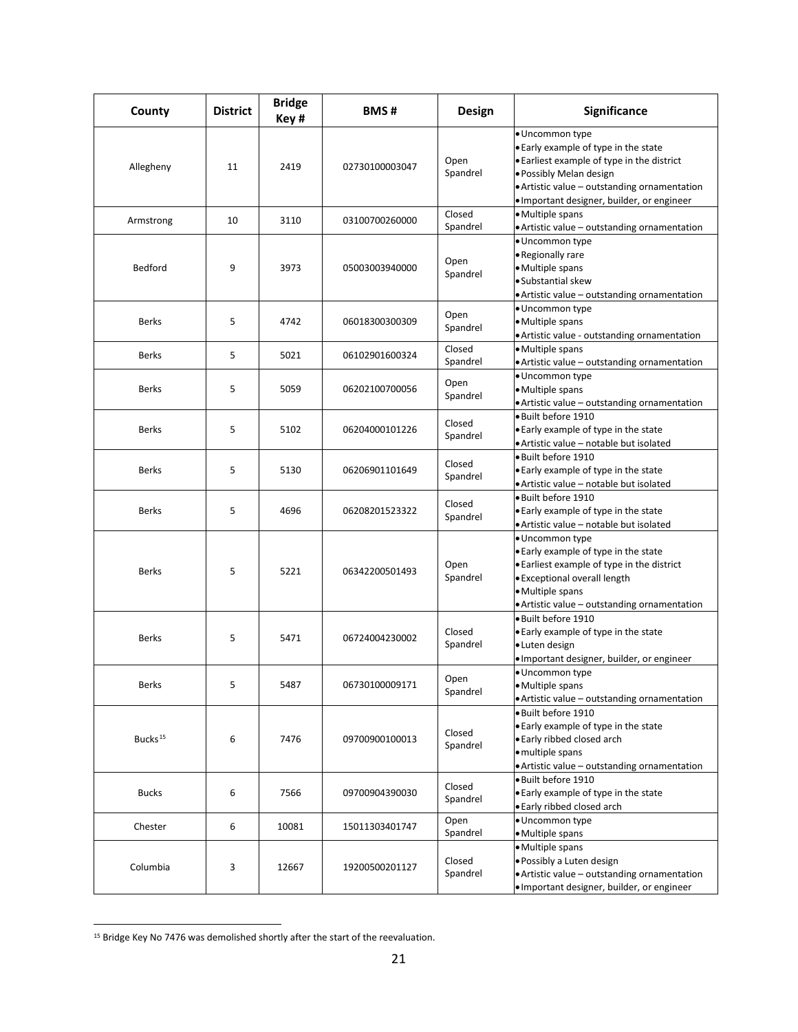| County | District | Bridge Key # | BMS # | Design | Significance |
|---|---|---|---|---|---|
| Allegheny | 11 | 2419 | 02730100003047 | Open Spandrel | • Uncommon type<br>• Early example of type in the state<br>• Earliest example of type in the district<br>• Possibly Melan design<br>• Artistic value – outstanding ornamentation<br>• Important designer, builder, or engineer |
| Armstrong | 10 | 3110 | 03100700260000 | Closed Spandrel | • Multiple spans<br>• Artistic value – outstanding ornamentation |
| Bedford | 9 | 3973 | 05003003940000 | Open Spandrel | • Uncommon type<br>• Regionally rare<br>• Multiple spans<br>• Substantial skew<br>• Artistic value – outstanding ornamentation |
| Berks | 5 | 4742 | 06018300300309 | Open Spandrel | • Uncommon type<br>• Multiple spans<br>• Artistic value - outstanding ornamentation |
| Berks | 5 | 5021 | 06102901600324 | Closed Spandrel | • Multiple spans<br>• Artistic value – outstanding ornamentation |
| Berks | 5 | 5059 | 06202100700056 | Open Spandrel | • Uncommon type<br>• Multiple spans<br>• Artistic value – outstanding ornamentation |
| Berks | 5 | 5102 | 06204000101226 | Closed Spandrel | • Built before 1910<br>• Early example of type in the state<br>• Artistic value – notable but isolated |
| Berks | 5 | 5130 | 06206901101649 | Closed Spandrel | • Built before 1910<br>• Early example of type in the state<br>• Artistic value – notable but isolated |
| Berks | 5 | 4696 | 06208201523322 | Closed Spandrel | • Built before 1910<br>• Early example of type in the state<br>• Artistic value – notable but isolated |
| Berks | 5 | 5221 | 06342200501493 | Open Spandrel | • Uncommon type<br>• Early example of type in the state<br>• Earliest example of type in the district<br>• Exceptional overall length<br>• Multiple spans<br>• Artistic value – outstanding ornamentation |
| Berks | 5 | 5471 | 06724004230002 | Closed Spandrel | • Built before 1910<br>• Early example of type in the state<br>• Luten design<br>• Important designer, builder, or engineer |
| Berks | 5 | 5487 | 06730100009171 | Open Spandrel | • Uncommon type<br>• Multiple spans<br>• Artistic value – outstanding ornamentation |
| Bucks[15] | 6 | 7476 | 09700900100013 | Closed Spandrel | • Built before 1910<br>• Early example of type in the state<br>• Early ribbed closed arch<br>• multiple spans<br>• Artistic value – outstanding ornamentation |
| Bucks | 6 | 7566 | 09700904390030 | Closed Spandrel | • Built before 1910<br>• Early example of type in the state<br>• Early ribbed closed arch |
| Chester | 6 | 10081 | 15011303401747 | Open Spandrel | • Uncommon type<br>• Multiple spans |
| Columbia | 3 | 12667 | 19200500201127 | Closed Spandrel | • Multiple spans<br>• Possibly a Luten design<br>• Artistic value – outstanding ornamentation<br>• Important designer, builder, or engineer |

[15] Bridge Key No 7476 was demolished shortly after the start of the reevaluation.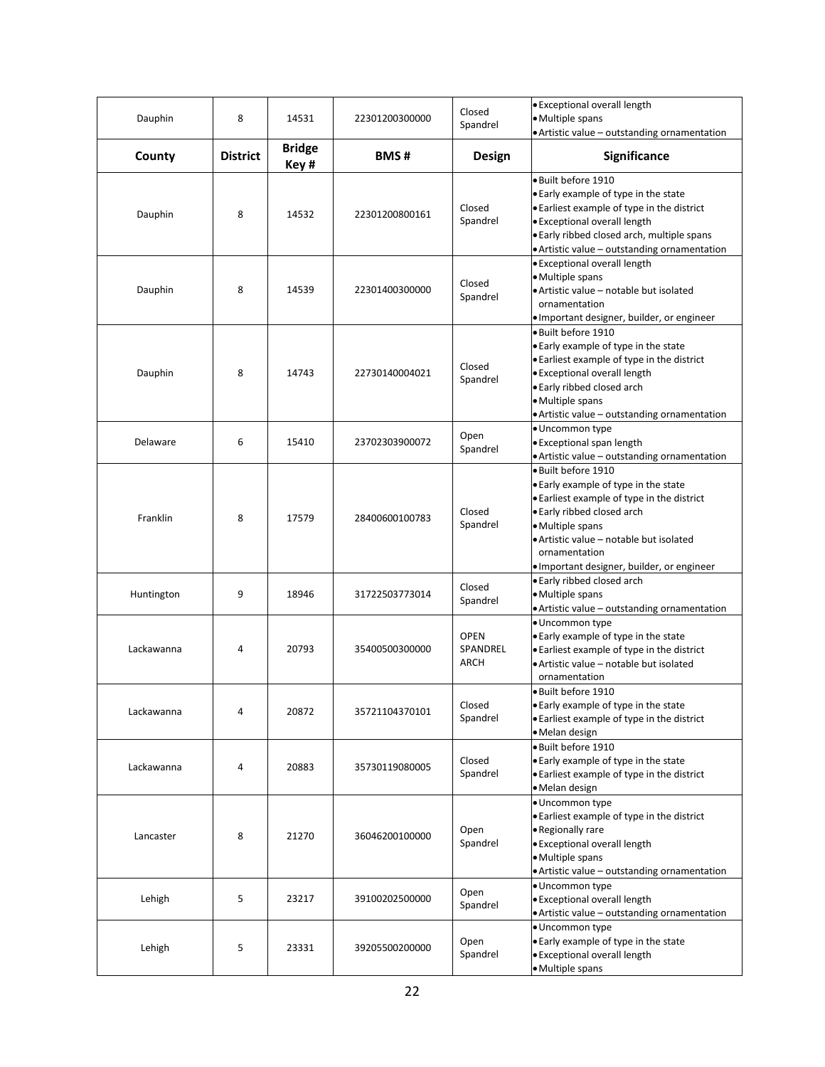| County | District | Bridge Key # | BMS # | Design | Significance |
|---|---|---|---|---|---|
| Dauphin | 8 | 14531 | 22301200300000 | Closed Spandrel | • Exceptional overall length<br>• Multiple spans<br>• Artistic value – outstanding ornamentation |
| Dauphin | 8 | 14532 | 22301200800161 | Closed Spandrel | • Built before 1910<br>• Early example of type in the state<br>• Earliest example of type in the district<br>• Exceptional overall length<br>• Early ribbed closed arch, multiple spans<br>• Artistic value – outstanding ornamentation |
| Dauphin | 8 | 14539 | 22301400300000 | Closed Spandrel | • Exceptional overall length<br>• Multiple spans<br>• Artistic value – notable but isolated ornamentation<br>• Important designer, builder, or engineer |
| Dauphin | 8 | 14743 | 22730140004021 | Closed Spandrel | • Built before 1910<br>• Early example of type in the state<br>• Earliest example of type in the district<br>• Exceptional overall length<br>• Early ribbed closed arch<br>• Multiple spans<br>• Artistic value – outstanding ornamentation |
| Delaware | 6 | 15410 | 23702303900072 | Open Spandrel | • Uncommon type<br>• Exceptional span length<br>• Artistic value – outstanding ornamentation |
| Franklin | 8 | 17579 | 28400600100783 | Closed Spandrel | • Built before 1910<br>• Early example of type in the state<br>• Earliest example of type in the district<br>• Early ribbed closed arch<br>• Multiple spans<br>• Artistic value – notable but isolated ornamentation<br>• Important designer, builder, or engineer |
| Huntington | 9 | 18946 | 31722503773014 | Closed Spandrel | • Early ribbed closed arch<br>• Multiple spans<br>• Artistic value – outstanding ornamentation |
| Lackawanna | 4 | 20793 | 35400500300000 | OPEN SPANDREL ARCH | • Uncommon type<br>• Early example of type in the state<br>• Earliest example of type in the district<br>• Artistic value – notable but isolated ornamentation |
| Lackawanna | 4 | 20872 | 35721104370101 | Closed Spandrel | • Built before 1910<br>• Early example of type in the state<br>• Earliest example of type in the district<br>• Melan design |
| Lackawanna | 4 | 20883 | 35730119080005 | Closed Spandrel | • Built before 1910<br>• Early example of type in the state<br>• Earliest example of type in the district<br>• Melan design |
| Lancaster | 8 | 21270 | 36046200100000 | Open Spandrel | • Uncommon type<br>• Earliest example of type in the district<br>• Regionally rare<br>• Exceptional overall length<br>• Multiple spans<br>• Artistic value – outstanding ornamentation |
| Lehigh | 5 | 23217 | 39100202500000 | Open Spandrel | • Uncommon type<br>• Exceptional overall length<br>• Artistic value – outstanding ornamentation |
| Lehigh | 5 | 23331 | 39205500200000 | Open Spandrel | • Uncommon type<br>• Early example of type in the state<br>• Exceptional overall length<br>• Multiple spans |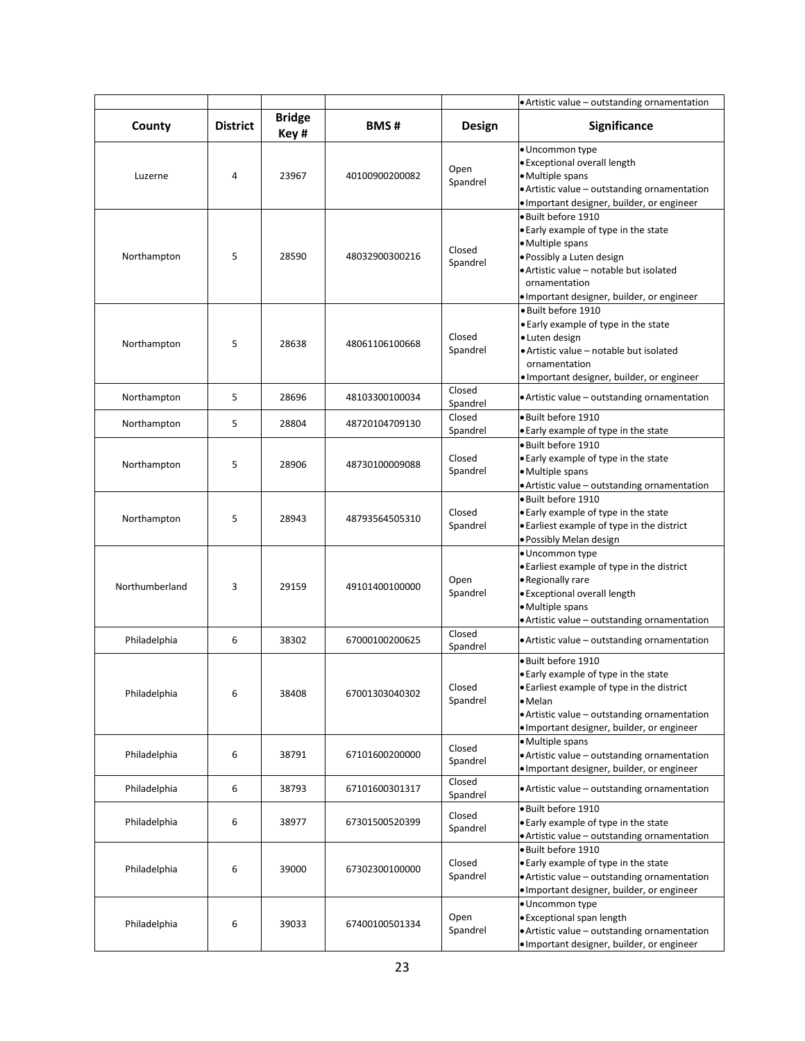| County | District | Bridge Key # | BMS # | Design | Significance |
|---|---|---|---|---|---|
| | | | | | • Artistic value – outstanding ornamentation |
| Luzerne | 4 | 23967 | 40100900200082 | Open Spandrel | • Uncommon type<br>• Exceptional overall length<br>• Multiple spans<br>• Artistic value – outstanding ornamentation<br>• Important designer, builder, or engineer |
| Northampton | 5 | 28590 | 48032900300216 | Closed Spandrel | • Built before 1910<br>• Early example of type in the state<br>• Multiple spans<br>• Possibly a Luten design<br>• Artistic value – notable but isolated ornamentation<br>• Important designer, builder, or engineer |
| Northampton | 5 | 28638 | 48061106100668 | Closed Spandrel | • Built before 1910<br>• Early example of type in the state<br>• Luten design<br>• Artistic value – notable but isolated ornamentation<br>• Important designer, builder, or engineer |
| Northampton | 5 | 28696 | 48103300100034 | Closed Spandrel | • Artistic value – outstanding ornamentation |
| Northampton | 5 | 28804 | 48720104709130 | Closed Spandrel | • Built before 1910<br>• Early example of type in the state |
| Northampton | 5 | 28906 | 48730100009088 | Closed Spandrel | • Built before 1910<br>• Early example of type in the state<br>• Multiple spans<br>• Artistic value – outstanding ornamentation |
| Northampton | 5 | 28943 | 48793564505310 | Closed Spandrel | • Built before 1910<br>• Early example of type in the state<br>• Earliest example of type in the district<br>• Possibly Melan design |
| Northumberland | 3 | 29159 | 49101400100000 | Open Spandrel | • Uncommon type<br>• Earliest example of type in the district<br>• Regionally rare<br>• Exceptional overall length<br>• Multiple spans<br>• Artistic value – outstanding ornamentation |
| Philadelphia | 6 | 38302 | 67000100200625 | Closed Spandrel | • Artistic value – outstanding ornamentation |
| Philadelphia | 6 | 38408 | 67001303040302 | Closed Spandrel | • Built before 1910<br>• Early example of type in the state<br>• Earliest example of type in the district<br>• Melan<br>• Artistic value – outstanding ornamentation<br>• Important designer, builder, or engineer |
| Philadelphia | 6 | 38791 | 67101600200000 | Closed Spandrel | • Multiple spans<br>• Artistic value – outstanding ornamentation<br>• Important designer, builder, or engineer |
| Philadelphia | 6 | 38793 | 67101600301317 | Closed Spandrel | • Artistic value – outstanding ornamentation |
| Philadelphia | 6 | 38977 | 67301500520399 | Closed Spandrel | • Built before 1910<br>• Early example of type in the state<br>• Artistic value – outstanding ornamentation |
| Philadelphia | 6 | 39000 | 67302300100000 | Closed Spandrel | • Built before 1910<br>• Early example of type in the state<br>• Artistic value – outstanding ornamentation<br>• Important designer, builder, or engineer |
| Philadelphia | 6 | 39033 | 67400100501334 | Open Spandrel | • Uncommon type<br>• Exceptional span length<br>• Artistic value – outstanding ornamentation<br>• Important designer, builder, or engineer |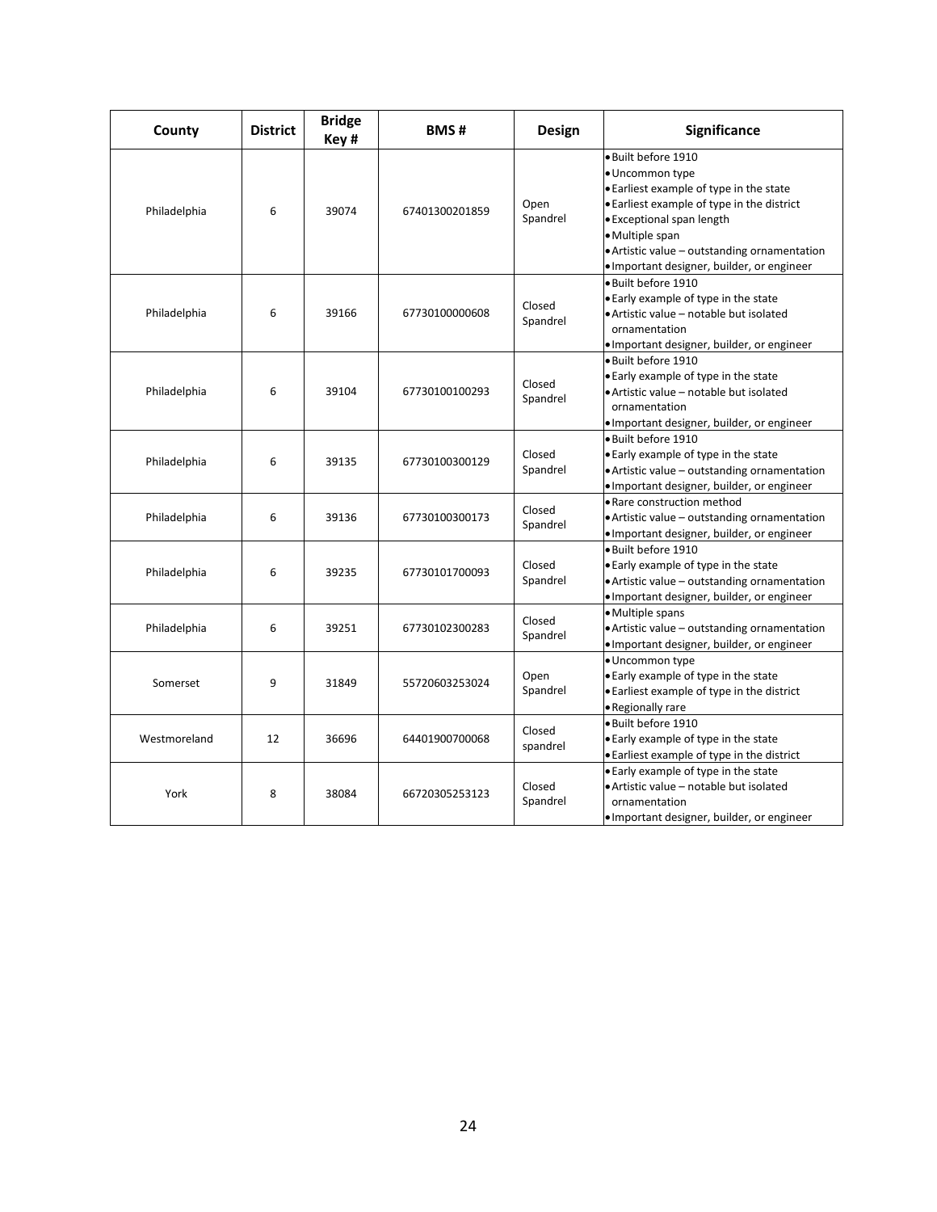| County | District | Bridge Key # | BMS # | Design | Significance |
|---|---|---|---|---|---|
| Philadelphia | 6 | 39074 | 67401300201859 | Open Spandrel | • Built before 1910<br>• Uncommon type<br>• Earliest example of type in the state<br>• Earliest example of type in the district<br>• Exceptional span length<br>• Multiple span<br>• Artistic value – outstanding ornamentation<br>• Important designer, builder, or engineer |
| Philadelphia | 6 | 39166 | 67730100000608 | Closed Spandrel | • Built before 1910<br>• Early example of type in the state<br>• Artistic value – notable but isolated ornamentation<br>• Important designer, builder, or engineer |
| Philadelphia | 6 | 39104 | 67730100100293 | Closed Spandrel | • Built before 1910<br>• Early example of type in the state<br>• Artistic value – notable but isolated ornamentation<br>• Important designer, builder, or engineer |
| Philadelphia | 6 | 39135 | 67730100300129 | Closed Spandrel | • Built before 1910<br>• Early example of type in the state<br>• Artistic value – outstanding ornamentation<br>• Important designer, builder, or engineer |
| Philadelphia | 6 | 39136 | 67730100300173 | Closed Spandrel | • Rare construction method<br>• Artistic value – outstanding ornamentation<br>• Important designer, builder, or engineer |
| Philadelphia | 6 | 39235 | 67730101700093 | Closed Spandrel | • Built before 1910<br>• Early example of type in the state<br>• Artistic value – outstanding ornamentation<br>• Important designer, builder, or engineer |
| Philadelphia | 6 | 39251 | 67730102300283 | Closed Spandrel | • Multiple spans<br>• Artistic value – outstanding ornamentation<br>• Important designer, builder, or engineer |
| Somerset | 9 | 31849 | 55720603253024 | Open Spandrel | • Uncommon type<br>• Early example of type in the state<br>• Earliest example of type in the district<br>• Regionally rare |
| Westmoreland | 12 | 36696 | 64401900700068 | Closed spandrel | • Built before 1910<br>• Early example of type in the state<br>• Earliest example of type in the district |
| York | 8 | 38084 | 66720305253123 | Closed Spandrel | • Early example of type in the state<br>• Artistic value – notable but isolated ornamentation<br>• Important designer, builder, or engineer |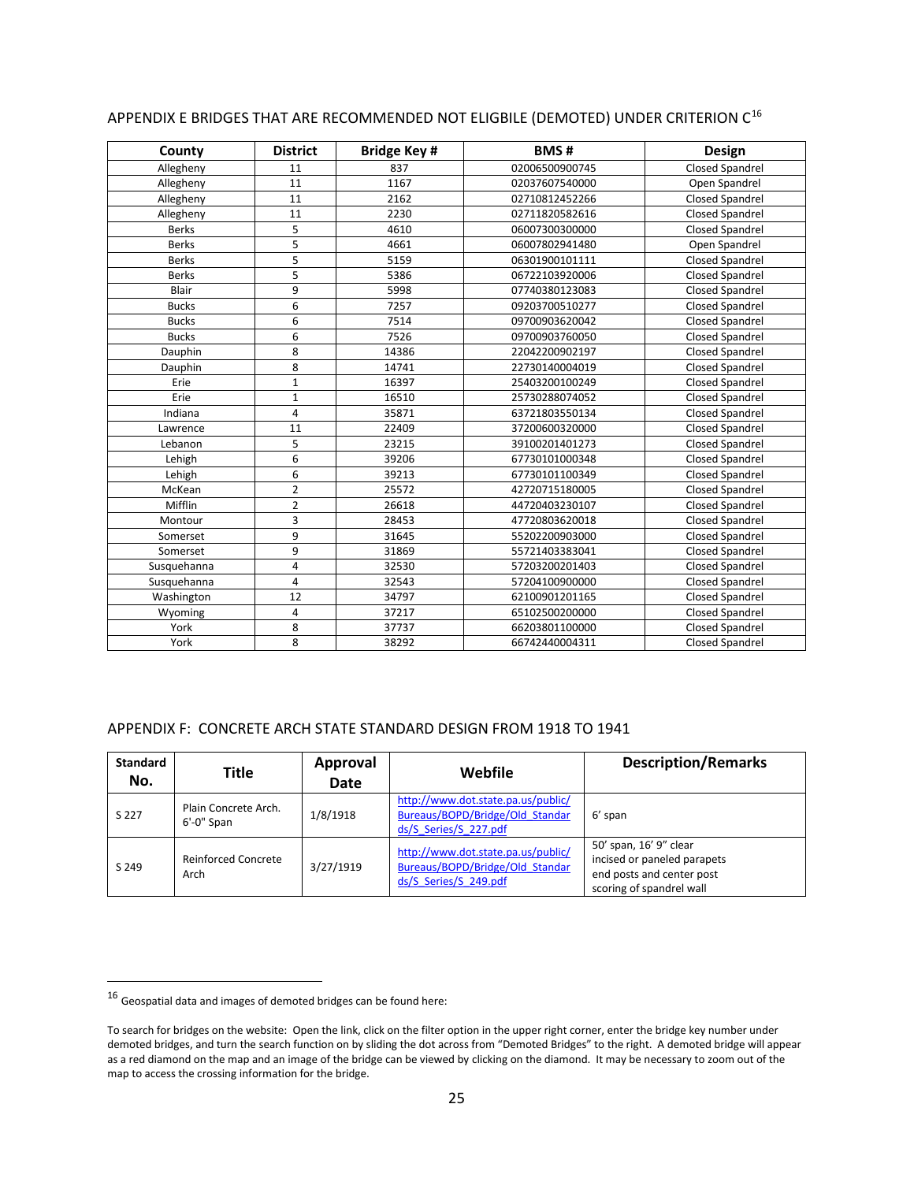## APPENDIX E BRIDGES THAT ARE RECOMMENDED NOT ELIGBILE (DEMOTED) UNDER CRITERION C[16]

| County | District | Bridge Key # | BMS # | Design |
|---|---|---|---|---|
| Allegheny | 11 | 837 | 02006500900745 | Closed Spandrel |
| Allegheny | 11 | 1167 | 02037607540000 | Open Spandrel |
| Allegheny | 11 | 2162 | 02710812452266 | Closed Spandrel |
| Allegheny | 11 | 2230 | 02711820582616 | Closed Spandrel |
| Berks | 5 | 4610 | 06007300300000 | Closed Spandrel |
| Berks | 5 | 4661 | 06007802941480 | Open Spandrel |
| Berks | 5 | 5159 | 06301900101111 | Closed Spandrel |
| Berks | 5 | 5386 | 06722103920006 | Closed Spandrel |
| Blair | 9 | 5998 | 07740380123083 | Closed Spandrel |
| Bucks | 6 | 7257 | 09203700510277 | Closed Spandrel |
| Bucks | 6 | 7514 | 09700903620042 | Closed Spandrel |
| Bucks | 6 | 7526 | 09700903760050 | Closed Spandrel |
| Dauphin | 8 | 14386 | 22042200902197 | Closed Spandrel |
| Dauphin | 8 | 14741 | 22730140004019 | Closed Spandrel |
| Erie | 1 | 16397 | 25403200100249 | Closed Spandrel |
| Erie | 1 | 16510 | 25730288074052 | Closed Spandrel |
| Indiana | 4 | 35871 | 63721803550134 | Closed Spandrel |
| Lawrence | 11 | 22409 | 37200600320000 | Closed Spandrel |
| Lebanon | 5 | 23215 | 39100201401273 | Closed Spandrel |
| Lehigh | 6 | 39206 | 67730101000348 | Closed Spandrel |
| Lehigh | 6 | 39213 | 67730101100349 | Closed Spandrel |
| McKean | 2 | 25572 | 42720715180005 | Closed Spandrel |
| Mifflin | 2 | 26618 | 44720403230107 | Closed Spandrel |
| Montour | 3 | 28453 | 47720803620018 | Closed Spandrel |
| Somerset | 9 | 31645 | 55202200903000 | Closed Spandrel |
| Somerset | 9 | 31869 | 55721403383041 | Closed Spandrel |
| Susquehanna | 4 | 32530 | 57203200201403 | Closed Spandrel |
| Susquehanna | 4 | 32543 | 57204100900000 | Closed Spandrel |
| Washington | 12 | 34797 | 62100901201165 | Closed Spandrel |
| Wyoming | 4 | 37217 | 65102500200000 | Closed Spandrel |
| York | 8 | 37737 | 66203801100000 | Closed Spandrel |
| York | 8 | 38292 | 66742440004311 | Closed Spandrel |

## APPENDIX F: CONCRETE ARCH STATE STANDARD DESIGN FROM 1918 TO 1941

| Standard No. | Title | Approval Date | Webfile | Description/Remarks |
|---|---|---|---|---|
| S 227 | Plain Concrete Arch. 6'-0" Span | 1/8/1918 | http://www.dot.state.pa.us/public/Bureaus/BOPD/Bridge/Old_Standards/S_Series/S_227.pdf | 6' span |
| S 249 | Reinforced Concrete Arch | 3/27/1919 | http://www.dot.state.pa.us/public/Bureaus/BOPD/Bridge/Old_Standards/S_Series/S_249.pdf | 50' span, 16' 9" clear<br>incised or paneled parapets<br>end posts and center post<br>scoring of spandrel wall |

[16] Geospatial data and images of demoted bridges can be found here:

To search for bridges on the website: Open the link, click on the filter option in the upper right corner, enter the bridge key number under demoted bridges, and turn the search function on by sliding the dot across from "Demoted Bridges" to the right. A demoted bridge will appear as a red diamond on the map and an image of the bridge can be viewed by clicking on the diamond. It may be necessary to zoom out of the map to access the crossing information for the bridge.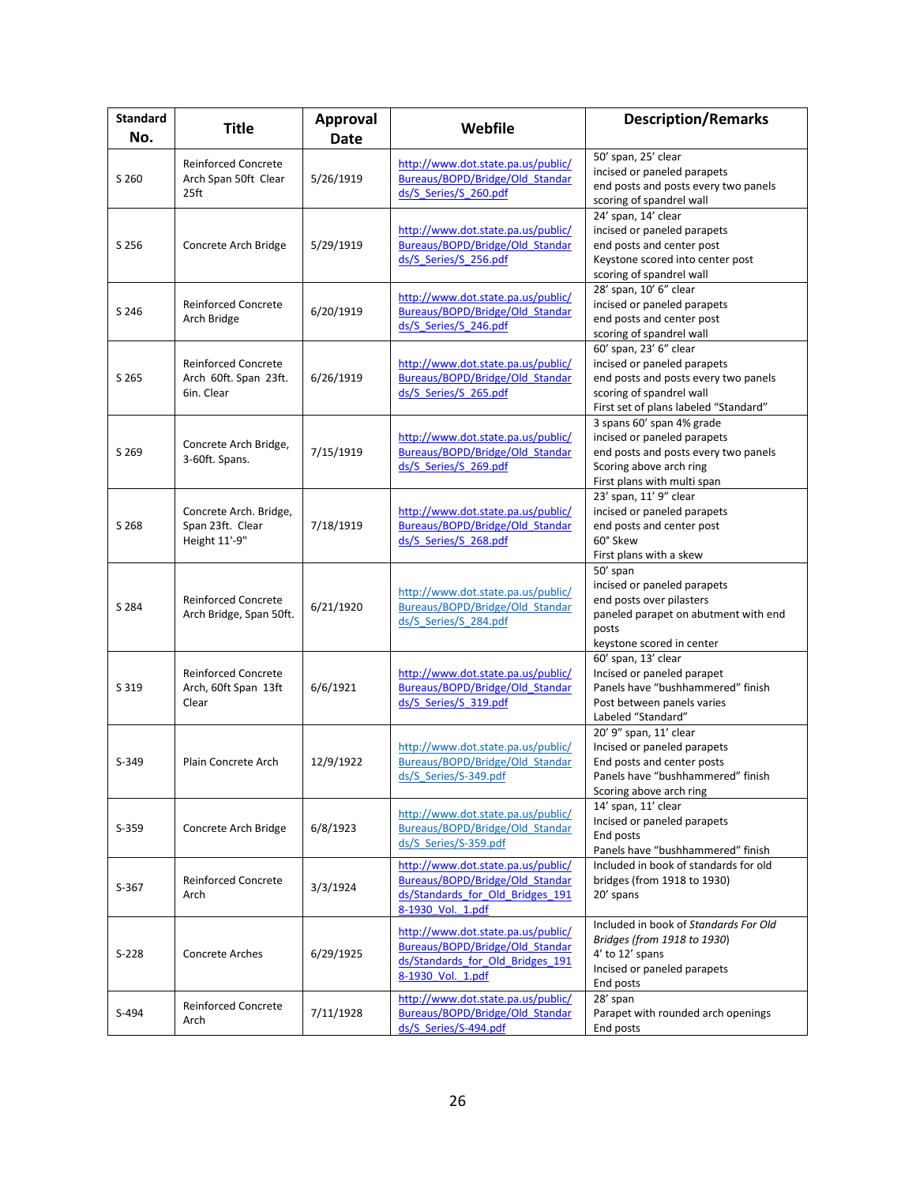| Standard No. | Title | Approval Date | Webfile | Description/Remarks |
|---|---|---|---|---|
| S 260 | Reinforced Concrete Arch Span 50ft Clear 25ft | 5/26/1919 | http://www.dot.state.pa.us/public/Bureaus/BOPD/Bridge/Old_Standards/S_Series/S_260.pdf | 50' span, 25' clear<br>incised or paneled parapets<br>end posts and posts every two panels<br>scoring of spandrel wall |
| S 256 | Concrete Arch Bridge | 5/29/1919 | http://www.dot.state.pa.us/public/Bureaus/BOPD/Bridge/Old_Standards/S_Series/S_256.pdf | 24' span, 14' clear<br>incised or paneled parapets<br>end posts and center post<br>Keystone scored into center post<br>scoring of spandrel wall |
| S 246 | Reinforced Concrete Arch Bridge | 6/20/1919 | http://www.dot.state.pa.us/public/Bureaus/BOPD/Bridge/Old_Standards/S_Series/S_246.pdf | 28' span, 10' 6" clear<br>incised or paneled parapets<br>end posts and center post<br>scoring of spandrel wall |
| S 265 | Reinforced Concrete Arch 60ft. Span 23ft. 6in. Clear | 6/26/1919 | http://www.dot.state.pa.us/public/Bureaus/BOPD/Bridge/Old_Standards/S_Series/S_265.pdf | 60' span, 23' 6" clear<br>incised or paneled parapets<br>end posts and posts every two panels<br>scoring of spandrel wall<br>First set of plans labeled "Standard" |
| S 269 | Concrete Arch Bridge, 3-60ft. Spans. | 7/15/1919 | http://www.dot.state.pa.us/public/Bureaus/BOPD/Bridge/Old_Standards/S_Series/S_269.pdf | 3 spans 60' span 4% grade<br>incised or paneled parapets<br>end posts and posts every two panels<br>Scoring above arch ring<br>First plans with multi span |
| S 268 | Concrete Arch. Bridge, Span 23ft. Clear Height 11'-9" | 7/18/1919 | http://www.dot.state.pa.us/public/Bureaus/BOPD/Bridge/Old_Standards/S_Series/S_268.pdf | 23' span, 11' 9" clear<br>incised or paneled parapets<br>end posts and center post<br>60° Skew<br>First plans with a skew |
| S 284 | Reinforced Concrete Arch Bridge, Span 50ft. | 6/21/1920 | http://www.dot.state.pa.us/public/Bureaus/BOPD/Bridge/Old_Standards/S_Series/S_284.pdf | 50' span<br>incised or paneled parapets<br>end posts over pilasters<br>paneled parapet on abutment with end posts<br>keystone scored in center |
| S 319 | Reinforced Concrete Arch, 60ft Span 13ft Clear | 6/6/1921 | http://www.dot.state.pa.us/public/Bureaus/BOPD/Bridge/Old_Standards/S_Series/S_319.pdf | 60' span, 13' clear<br>Incised or paneled parapet<br>Panels have "bushhammered" finish<br>Post between panels varies<br>Labeled "Standard" |
| S-349 | Plain Concrete Arch | 12/9/1922 | http://www.dot.state.pa.us/public/Bureaus/BOPD/Bridge/Old_Standards/S_Series/S-349.pdf | 20' 9" span, 11' clear<br>Incised or paneled parapets<br>End posts and center posts<br>Panels have "bushhammered" finish<br>Scoring above arch ring |
| S-359 | Concrete Arch Bridge | 6/8/1923 | http://www.dot.state.pa.us/public/Bureaus/BOPD/Bridge/Old_Standards/S_Series/S-359.pdf | 14' span, 11' clear<br>Incised or paneled parapets<br>End posts<br>Panels have "bushhammered" finish |
| S-367 | Reinforced Concrete Arch | 3/3/1924 | http://www.dot.state.pa.us/public/Bureaus/BOPD/Bridge/Old_Standards/Standards_for_Old_Bridges_1918-1930_Vol._1.pdf | Included in book of standards for old bridges (from 1918 to 1930)<br>20' spans |
| S-228 | Concrete Arches | 6/29/1925 | http://www.dot.state.pa.us/public/Bureaus/BOPD/Bridge/Old_Standards/Standards_for_Old_Bridges_1918-1930_Vol._1.pdf | Included in book of *Standards For Old Bridges (from 1918 to 1930)*<br>4' to 12' spans<br>Incised or paneled parapets<br>End posts |
| S-494 | Reinforced Concrete Arch | 7/11/1928 | http://www.dot.state.pa.us/public/Bureaus/BOPD/Bridge/Old_Standards/S_Series/S-494.pdf | 28' span<br>Parapet with rounded arch openings<br>End posts |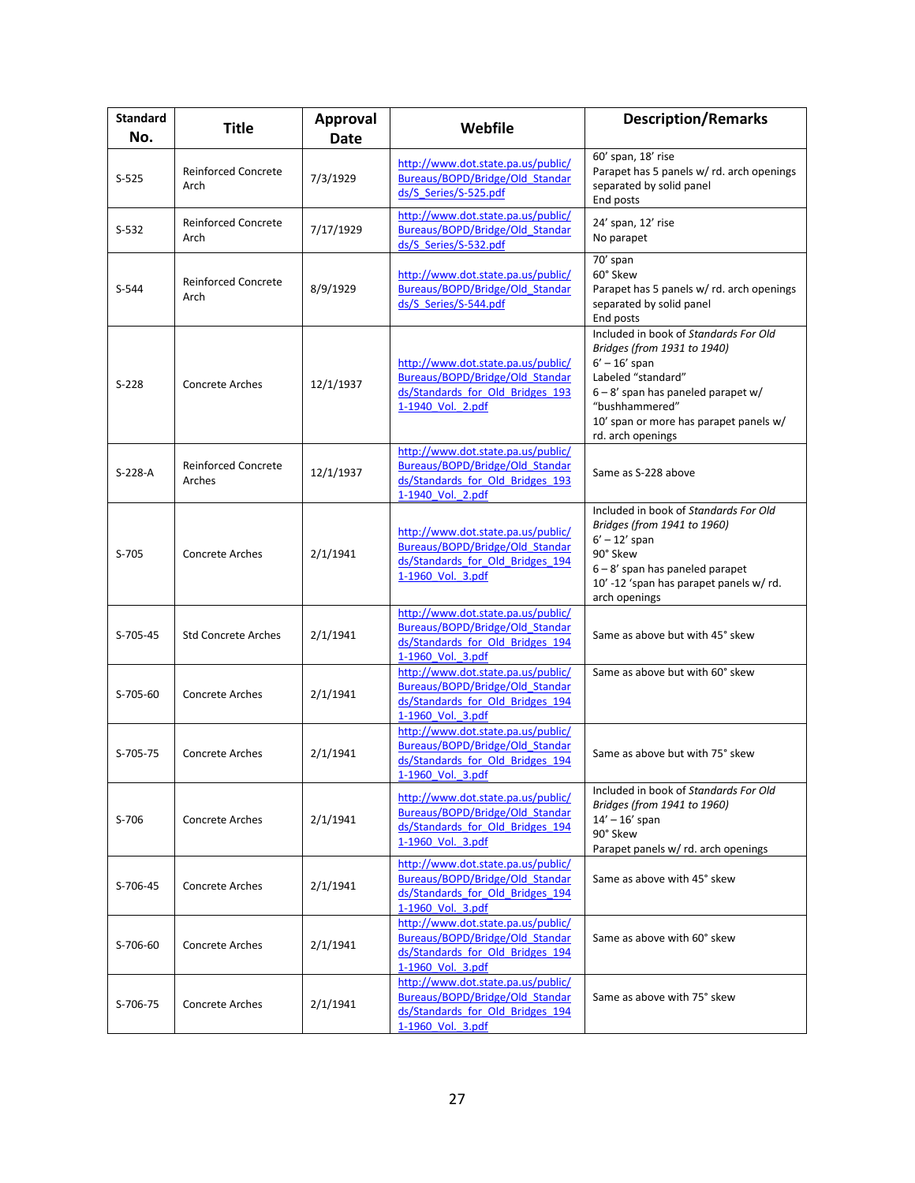| Standard No. | Title | Approval Date | Webfile | Description/Remarks |
|---|---|---|---|---|
| S-525 | Reinforced Concrete Arch | 7/3/1929 | http://www.dot.state.pa.us/public/Bureaus/BOPD/Bridge/Old_Standards/S_Series/S-525.pdf | 60' span, 18' rise<br>Parapet has 5 panels w/ rd. arch openings separated by solid panel<br>End posts |
| S-532 | Reinforced Concrete Arch | 7/17/1929 | http://www.dot.state.pa.us/public/Bureaus/BOPD/Bridge/Old_Standards/S_Series/S-532.pdf | 24' span, 12' rise<br>No parapet |
| S-544 | Reinforced Concrete Arch | 8/9/1929 | http://www.dot.state.pa.us/public/Bureaus/BOPD/Bridge/Old_Standards/S_Series/S-544.pdf | 70' span<br>60° Skew<br>Parapet has 5 panels w/ rd. arch openings separated by solid panel<br>End posts |
| S-228 | Concrete Arches | 12/1/1937 | http://www.dot.state.pa.us/public/Bureaus/BOPD/Bridge/Old_Standards/Standards_for_Old_Bridges_1931-1940_Vol._2.pdf | Included in book of *Standards For Old Bridges (from 1931 to 1940)*<br>6' – 16' span<br>Labeled "standard"<br>6 – 8' span has paneled parapet w/ "bushhammered"<br>10' span or more has parapet panels w/ rd. arch openings |
| S-228-A | Reinforced Concrete Arches | 12/1/1937 | http://www.dot.state.pa.us/public/Bureaus/BOPD/Bridge/Old_Standards/Standards_for_Old_Bridges_1931-1940_Vol._2.pdf | Same as S-228 above |
| S-705 | Concrete Arches | 2/1/1941 | http://www.dot.state.pa.us/public/Bureaus/BOPD/Bridge/Old_Standards/Standards_for_Old_Bridges_1941-1960_Vol._3.pdf | Included in book of *Standards For Old Bridges (from 1941 to 1960)*<br>6' – 12' span<br>90° Skew<br>6 – 8' span has paneled parapet<br>10' -12 'span has parapet panels w/ rd. arch openings |
| S-705-45 | Std Concrete Arches | 2/1/1941 | http://www.dot.state.pa.us/public/Bureaus/BOPD/Bridge/Old_Standards/Standards_for_Old_Bridges_1941-1960_Vol._3.pdf | Same as above but with 45° skew |
| S-705-60 | Concrete Arches | 2/1/1941 | http://www.dot.state.pa.us/public/Bureaus/BOPD/Bridge/Old_Standards/Standards_for_Old_Bridges_1941-1960_Vol._3.pdf | Same as above but with 60° skew |
| S-705-75 | Concrete Arches | 2/1/1941 | http://www.dot.state.pa.us/public/Bureaus/BOPD/Bridge/Old_Standards/Standards_for_Old_Bridges_1941-1960_Vol._3.pdf | Same as above but with 75° skew |
| S-706 | Concrete Arches | 2/1/1941 | http://www.dot.state.pa.us/public/Bureaus/BOPD/Bridge/Old_Standards/Standards_for_Old_Bridges_1941-1960_Vol._3.pdf | Included in book of *Standards For Old Bridges (from 1941 to 1960)*<br>14' – 16' span<br>90° Skew<br>Parapet panels w/ rd. arch openings |
| S-706-45 | Concrete Arches | 2/1/1941 | http://www.dot.state.pa.us/public/Bureaus/BOPD/Bridge/Old_Standards/Standards_for_Old_Bridges_1941-1960_Vol._3.pdf | Same as above with 45° skew |
| S-706-60 | Concrete Arches | 2/1/1941 | http://www.dot.state.pa.us/public/Bureaus/BOPD/Bridge/Old_Standards/Standards_for_Old_Bridges_1941-1960_Vol._3.pdf | Same as above with 60° skew |
| S-706-75 | Concrete Arches | 2/1/1941 | http://www.dot.state.pa.us/public/Bureaus/BOPD/Bridge/Old_Standards/Standards_for_Old_Bridges_1941-1960_Vol._3.pdf | Same as above with 75° skew |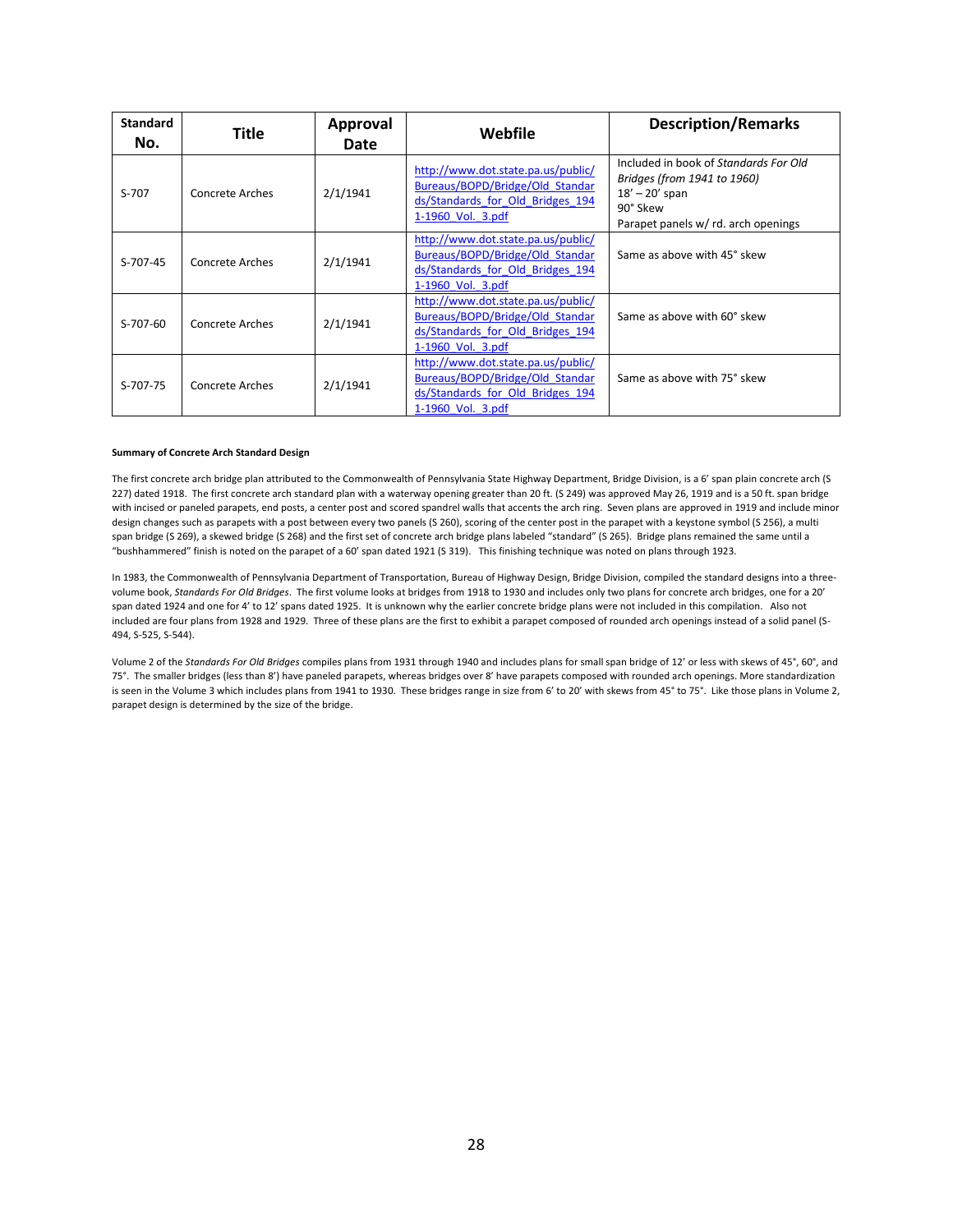| Standard No. | Title | Approval Date | Webfile | Description/Remarks |
|---|---|---|---|---|
| S-707 | Concrete Arches | 2/1/1941 | http://www.dot.state.pa.us/public/Bureaus/BOPD/Bridge/Old_Standards/Standards_for_Old_Bridges_1941-1960_Vol._3.pdf | Included in book of *Standards For Old Bridges (from 1941 to 1960)* 18' – 20' span 90° Skew Parapet panels w/ rd. arch openings |
| S-707-45 | Concrete Arches | 2/1/1941 | http://www.dot.state.pa.us/public/Bureaus/BOPD/Bridge/Old_Standards/Standards_for_Old_Bridges_1941-1960_Vol._3.pdf | Same as above with 45° skew |
| S-707-60 | Concrete Arches | 2/1/1941 | http://www.dot.state.pa.us/public/Bureaus/BOPD/Bridge/Old_Standards/Standards_for_Old_Bridges_1941-1960_Vol._3.pdf | Same as above with 60° skew |
| S-707-75 | Concrete Arches | 2/1/1941 | http://www.dot.state.pa.us/public/Bureaus/BOPD/Bridge/Old_Standards/Standards_for_Old_Bridges_1941-1960_Vol._3.pdf | Same as above with 75° skew |

**Summary of Concrete Arch Standard Design**

The first concrete arch bridge plan attributed to the Commonwealth of Pennsylvania State Highway Department, Bridge Division, is a 6' span plain concrete arch (S 227) dated 1918. The first concrete arch standard plan with a waterway opening greater than 20 ft. (S 249) was approved May 26, 1919 and is a 50 ft. span bridge with incised or paneled parapets, end posts, a center post and scored spandrel walls that accents the arch ring. Seven plans are approved in 1919 and include minor design changes such as parapets with a post between every two panels (S 260), scoring of the center post in the parapet with a keystone symbol (S 256), a multi span bridge (S 269), a skewed bridge (S 268) and the first set of concrete arch bridge plans labeled "standard" (S 265). Bridge plans remained the same until a "bushhammered" finish is noted on the parapet of a 60' span dated 1921 (S 319). This finishing technique was noted on plans through 1923.

In 1983, the Commonwealth of Pennsylvania Department of Transportation, Bureau of Highway Design, Bridge Division, compiled the standard designs into a three-volume book, *Standards For Old Bridges*. The first volume looks at bridges from 1918 to 1930 and includes only two plans for concrete arch bridges, one for a 20' span dated 1924 and one for 4' to 12' spans dated 1925. It is unknown why the earlier concrete bridge plans were not included in this compilation. Also not included are four plans from 1928 and 1929. Three of these plans are the first to exhibit a parapet composed of rounded arch openings instead of a solid panel (S-494, S-525, S-544).

Volume 2 of the *Standards For Old Bridges* compiles plans from 1931 through 1940 and includes plans for small span bridge of 12' or less with skews of 45°, 60°, and 75°. The smaller bridges (less than 8') have paneled parapets, whereas bridges over 8' have parapets composed with rounded arch openings. More standardization is seen in the Volume 3 which includes plans from 1941 to 1930. These bridges range in size from 6' to 20' with skews from 45° to 75°. Like those plans in Volume 2, parapet design is determined by the size of the bridge.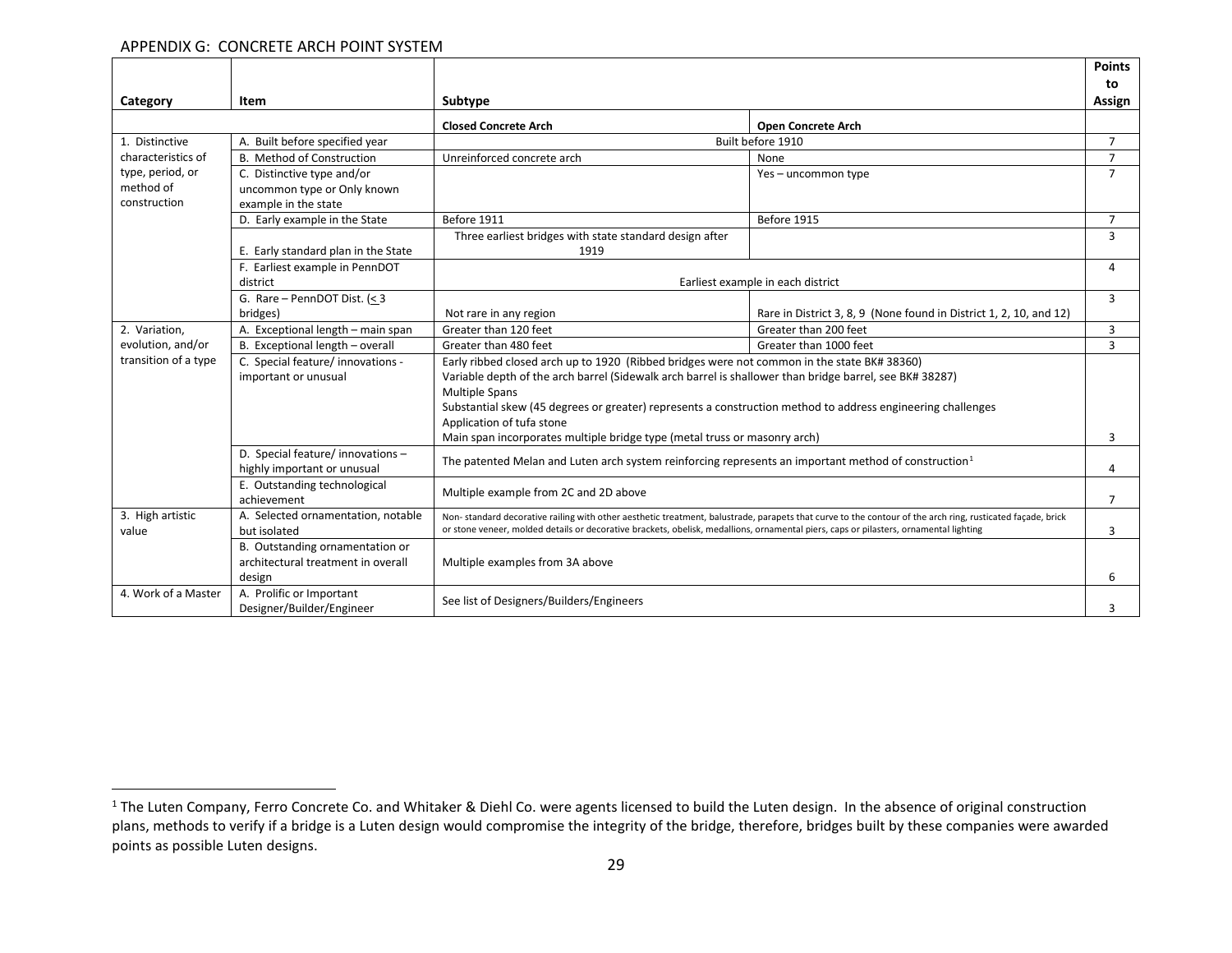APPENDIX G: CONCRETE ARCH POINT SYSTEM

| Category | Item | Subtype | | Points to Assign |
|---|---|---|---|---|
| | | **Closed Concrete Arch** | **Open Concrete Arch** | |
| 1. Distinctive characteristics of type, period, or method of construction | A. Built before specified year | Built before 1910 | | 7 |
| | B. Method of Construction | Unreinforced concrete arch | None | 7 |
| | C. Distinctive type and/or uncommon type or Only known example in the state | | Yes – uncommon type | 7 |
| | D. Early example in the State | Before 1911 | Before 1915 | 7 |
| | E. Early standard plan in the State | Three earliest bridges with state standard design after 1919 | | 3 |
| | F. Earliest example in PennDOT district | Earliest example in each district | | 4 |
| | G. Rare – PennDOT Dist. (≤ 3 bridges) | Not rare in any region | Rare in District 3, 8, 9 (None found in District 1, 2, 10, and 12) | 3 |
| 2. Variation, evolution, and/or transition of a type | A. Exceptional length – main span | Greater than 120 feet | Greater than 200 feet | 3 |
| | B. Exceptional length – overall | Greater than 480 feet | Greater than 1000 feet | 3 |
| | C. Special feature/ innovations - important or unusual | Early ribbed closed arch up to 1920 (Ribbed bridges were not common in the state BK# 38360)<br>Variable depth of the arch barrel (Sidewalk arch barrel is shallower than bridge barrel, see BK# 38287)<br>Multiple Spans<br>Substantial skew (45 degrees or greater) represents a construction method to address engineering challenges<br>Application of tufa stone<br>Main span incorporates multiple bridge type (metal truss or masonry arch) | | 3 |
| | D. Special feature/ innovations – highly important or unusual | The patented Melan and Luten arch system reinforcing represents an important method of construction[1] | | 4 |
| | E. Outstanding technological achievement | Multiple example from 2C and 2D above | | 7 |
| 3. High artistic value | A. Selected ornamentation, notable but isolated | Non- standard decorative railing with other aesthetic treatment, balustrade, parapets that curve to the contour of the arch ring, rusticated façade, brick or stone veneer, molded details or decorative brackets, obelisk, medallions, ornamental piers, caps or pilasters, ornamental lighting | | 3 |
| | B. Outstanding ornamentation or architectural treatment in overall design | Multiple examples from 3A above | | 6 |
| 4. Work of a Master | A. Prolific or Important Designer/Builder/Engineer | See list of Designers/Builders/Engineers | | 3 |

[1] The Luten Company, Ferro Concrete Co. and Whitaker & Diehl Co. were agents licensed to build the Luten design. In the absence of original construction plans, methods to verify if a bridge is a Luten design would compromise the integrity of the bridge, therefore, bridges built by these companies were awarded points as possible Luten designs.